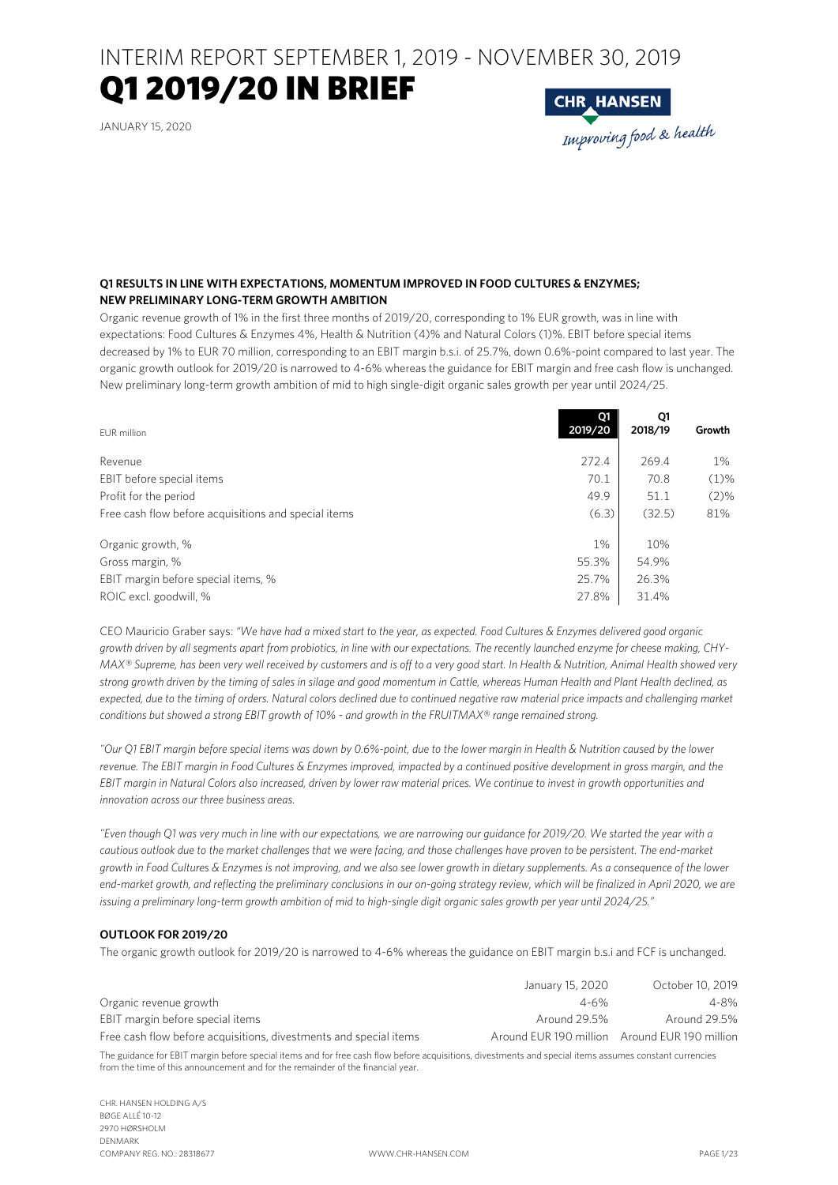# INTERIM REPORT SEPTEMBER 1, 2019 - NOVEMBER 30, 2019

# Q1 2019/20 IN BRIEF

JANUARY 15, 2020

CHR HANSEN
*Improving food & health*

**Q1 RESULTS IN LINE WITH EXPECTATIONS, MOMENTUM IMPROVED IN FOOD CULTURES & ENZYMES; NEW PRELIMINARY LONG-TERM GROWTH AMBITION**

Organic revenue growth of 1% in the first three months of 2019/20, corresponding to 1% EUR growth, was in line with expectations: Food Cultures & Enzymes 4%, Health & Nutrition (4)% and Natural Colors (1)%. EBIT before special items decreased by 1% to EUR 70 million, corresponding to an EBIT margin b.s.i. of 25.7%, down 0.6%-point compared to last year. The organic growth outlook for 2019/20 is narrowed to 4-6% whereas the guidance for EBIT margin and free cash flow is unchanged. New preliminary long-term growth ambition of mid to high single-digit organic sales growth per year until 2024/25.

| EUR million | Q1 2019/20 | Q1 2018/19 | Growth |
|---|---|---|---|
| Revenue | 272.4 | 269.4 | 1% |
| EBIT before special items | 70.1 | 70.8 | (1)% |
| Profit for the period | 49.9 | 51.1 | (2)% |
| Free cash flow before acquisitions and special items | (6.3) | (32.5) | 81% |
| Organic growth, % | 1% | 10% | |
| Gross margin, % | 55.3% | 54.9% | |
| EBIT margin before special items, % | 25.7% | 26.3% | |
| ROIC excl. goodwill, % | 27.8% | 31.4% | |

CEO Mauricio Graber says: *"We have had a mixed start to the year, as expected. Food Cultures & Enzymes delivered good organic growth driven by all segments apart from probiotics, in line with our expectations. The recently launched enzyme for cheese making, CHY-MAX® Supreme, has been very well received by customers and is off to a very good start. In Health & Nutrition, Animal Health showed very strong growth driven by the timing of sales in silage and good momentum in Cattle, whereas Human Health and Plant Health declined, as expected, due to the timing of orders. Natural colors declined due to continued negative raw material price impacts and challenging market conditions but showed a strong EBIT growth of 10% - and growth in the FRUITMAX® range remained strong.*

*"Our Q1 EBIT margin before special items was down by 0.6%-point, due to the lower margin in Health & Nutrition caused by the lower revenue. The EBIT margin in Food Cultures & Enzymes improved, impacted by a continued positive development in gross margin, and the EBIT margin in Natural Colors also increased, driven by lower raw material prices. We continue to invest in growth opportunities and innovation across our three business areas.*

*"Even though Q1 was very much in line with our expectations, we are narrowing our guidance for 2019/20. We started the year with a cautious outlook due to the market challenges that we were facing, and those challenges have proven to be persistent. The end-market growth in Food Cultures & Enzymes is not improving, and we also see lower growth in dietary supplements. As a consequence of the lower end-market growth, and reflecting the preliminary conclusions in our on-going strategy review, which will be finalized in April 2020, we are issuing a preliminary long-term growth ambition of mid to high-single digit organic sales growth per year until 2024/25."*

**OUTLOOK FOR 2019/20**

The organic growth outlook for 2019/20 is narrowed to 4-6% whereas the guidance on EBIT margin b.s.i and FCF is unchanged.

| | January 15, 2020 | October 10, 2019 |
|---|---|---|
| Organic revenue growth | 4-6% | 4-8% |
| EBIT margin before special items | Around 29.5% | Around 29.5% |
| Free cash flow before acquisitions, divestments and special items | Around EUR 190 million | Around EUR 190 million |

The guidance for EBIT margin before special items and for free cash flow before acquisitions, divestments and special items assumes constant currencies from the time of this announcement and for the remainder of the financial year.

CHR. HANSEN HOLDING A/S
BØGE ALLÉ 10-12
2970 HØRSHOLM
DENMARK
COMPANY REG. NO.: 28318677
WWW.CHR-HANSEN.COM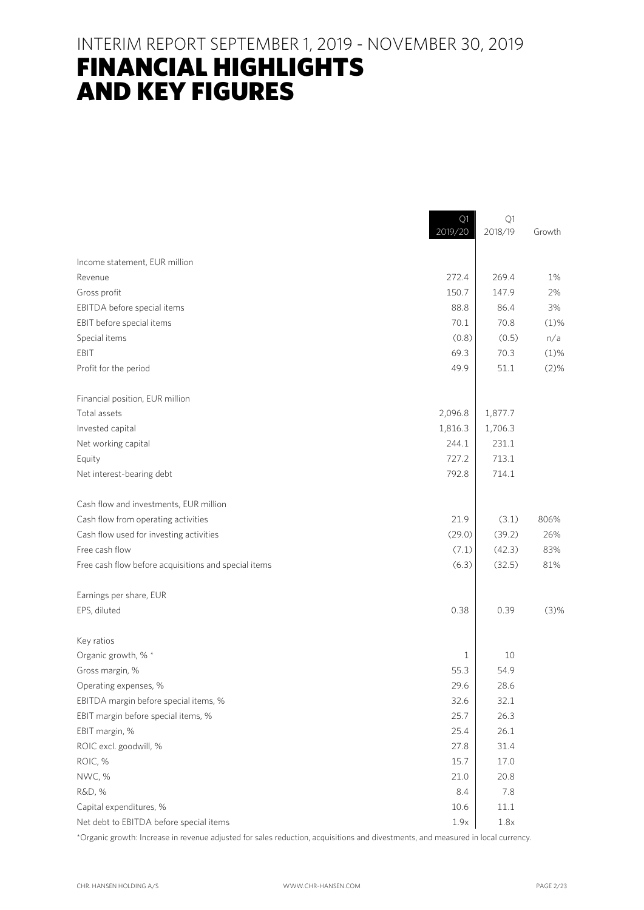# INTERIM REPORT SEPTEMBER 1, 2019 - NOVEMBER 30, 2019

# FINANCIAL HIGHLIGHTS AND KEY FIGURES

| | Q1 2019/20 | Q1 2018/19 | Growth |
|---|---|---|---|
| Income statement, EUR million | | | |
| Revenue | 272.4 | 269.4 | 1% |
| Gross profit | 150.7 | 147.9 | 2% |
| EBITDA before special items | 88.8 | 86.4 | 3% |
| EBIT before special items | 70.1 | 70.8 | (1)% |
| Special items | (0.8) | (0.5) | n/a |
| EBIT | 69.3 | 70.3 | (1)% |
| Profit for the period | 49.9 | 51.1 | (2)% |
| Financial position, EUR million | | | |
| Total assets | 2,096.8 | 1,877.7 | |
| Invested capital | 1,816.3 | 1,706.3 | |
| Net working capital | 244.1 | 231.1 | |
| Equity | 727.2 | 713.1 | |
| Net interest-bearing debt | 792.8 | 714.1 | |
| Cash flow and investments, EUR million | | | |
| Cash flow from operating activities | 21.9 | (3.1) | 806% |
| Cash flow used for investing activities | (29.0) | (39.2) | 26% |
| Free cash flow | (7.1) | (42.3) | 83% |
| Free cash flow before acquisitions and special items | (6.3) | (32.5) | 81% |
| Earnings per share, EUR | | | |
| EPS, diluted | 0.38 | 0.39 | (3)% |
| Key ratios | | | |
| Organic growth, % * | 1 | 10 | |
| Gross margin, % | 55.3 | 54.9 | |
| Operating expenses, % | 29.6 | 28.6 | |
| EBITDA margin before special items, % | 32.6 | 32.1 | |
| EBIT margin before special items, % | 25.7 | 26.3 | |
| EBIT margin, % | 25.4 | 26.1 | |
| ROIC excl. goodwill, % | 27.8 | 31.4 | |
| ROIC, % | 15.7 | 17.0 | |
| NWC, % | 21.0 | 20.8 | |
| R&D, % | 8.4 | 7.8 | |
| Capital expenditures, % | 10.6 | 11.1 | |
| Net debt to EBITDA before special items | 1.9x | 1.8x | |

*Organic growth: Increase in revenue adjusted for sales reduction, acquisitions and divestments, and measured in local currency.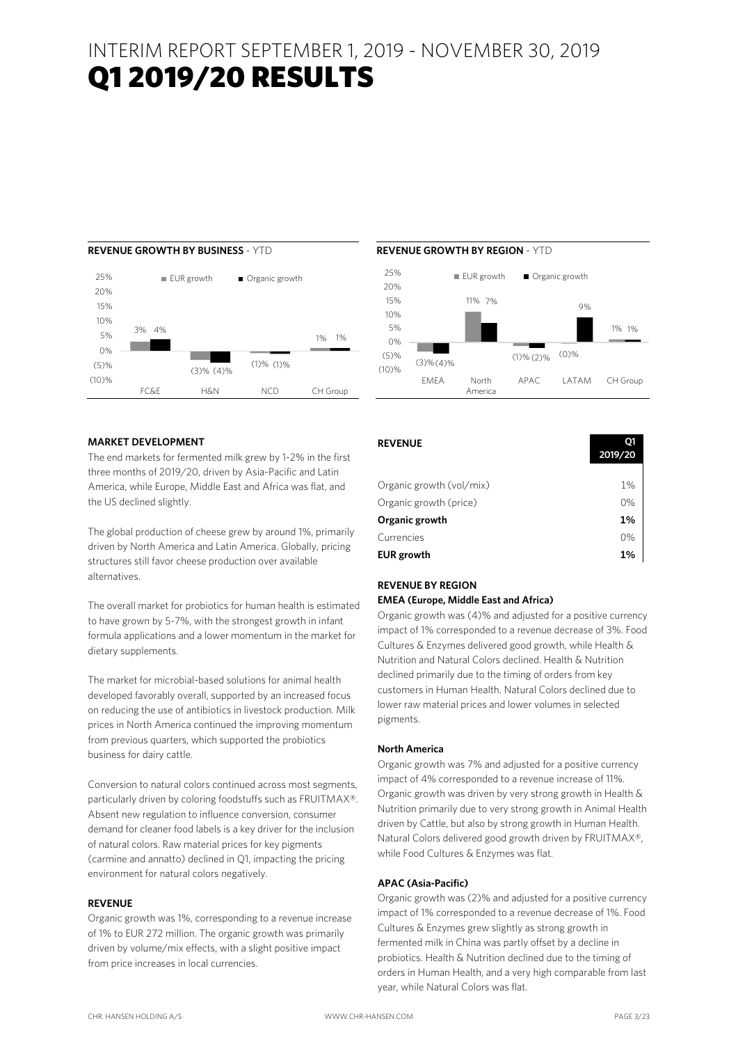# INTERIM REPORT SEPTEMBER 1, 2019 - NOVEMBER 30, 2019

# Q1 2019/20 RESULTS

**REVENUE GROWTH BY BUSINESS** - YTD

| | EUR growth | Organic growth |
|---|---|---|
| FC&E | 3% | 4% |
| H&N | (3)% | (4)% |
| NCD | (1)% | (1)% |
| CH Group | 1% | 1% |

**REVENUE GROWTH BY REGION** - YTD

| | EUR growth | Organic growth |
|---|---|---|
| EMEA | (3)% | (4)% |
| North America | 11% | 7% |
| APAC | (1)% | (2)% |
| LATAM | (0)% | 9% |
| CH Group | 1% | 1% |

## MARKET DEVELOPMENT

The end markets for fermented milk grew by 1-2% in the first three months of 2019/20, driven by Asia-Pacific and Latin America, while Europe, Middle East and Africa was flat, and the US declined slightly.

The global production of cheese grew by around 1%, primarily driven by North America and Latin America. Globally, pricing structures still favor cheese production over available alternatives.

The overall market for probiotics for human health is estimated to have grown by 5-7%, with the strongest growth in infant formula applications and a lower momentum in the market for dietary supplements.

The market for microbial-based solutions for animal health developed favorably overall, supported by an increased focus on reducing the use of antibiotics in livestock production. Milk prices in North America continued the improving momentum from previous quarters, which supported the probiotics business for dairy cattle.

Conversion to natural colors continued across most segments, particularly driven by coloring foodstuffs such as FRUITMAX®. Absent new regulation to influence conversion, consumer demand for cleaner food labels is a key driver for the inclusion of natural colors. Raw material prices for key pigments (carmine and annatto) declined in Q1, impacting the pricing environment for natural colors negatively.

## REVENUE

Organic growth was 1%, corresponding to a revenue increase of 1% to EUR 272 million. The organic growth was primarily driven by volume/mix effects, with a slight positive impact from price increases in local currencies.

| **REVENUE** | **Q1 2019/20** |
|---|---|
| Organic growth (vol/mix) | 1% |
| Organic growth (price) | 0% |
| **Organic growth** | **1%** |
| Currencies | 0% |
| **EUR growth** | **1%** |

## REVENUE BY REGION

### EMEA (Europe, Middle East and Africa)

Organic growth was (4)% and adjusted for a positive currency impact of 1% corresponded to a revenue decrease of 3%. Food Cultures & Enzymes delivered good growth, while Health & Nutrition and Natural Colors declined. Health & Nutrition declined primarily due to the timing of orders from key customers in Human Health. Natural Colors declined due to lower raw material prices and lower volumes in selected pigments.

### North America

Organic growth was 7% and adjusted for a positive currency impact of 4% corresponded to a revenue increase of 11%. Organic growth was driven by very strong growth in Health & Nutrition primarily due to very strong growth in Animal Health driven by Cattle, but also by strong growth in Human Health. Natural Colors delivered good growth driven by FRUITMAX®, while Food Cultures & Enzymes was flat.

### APAC (Asia-Pacific)

Organic growth was (2)% and adjusted for a positive currency impact of 1% corresponded to a revenue decrease of 1%. Food Cultures & Enzymes grew slightly as strong growth in fermented milk in China was partly offset by a decline in probiotics. Health & Nutrition declined due to the timing of orders in Human Health, and a very high comparable from last year, while Natural Colors was flat.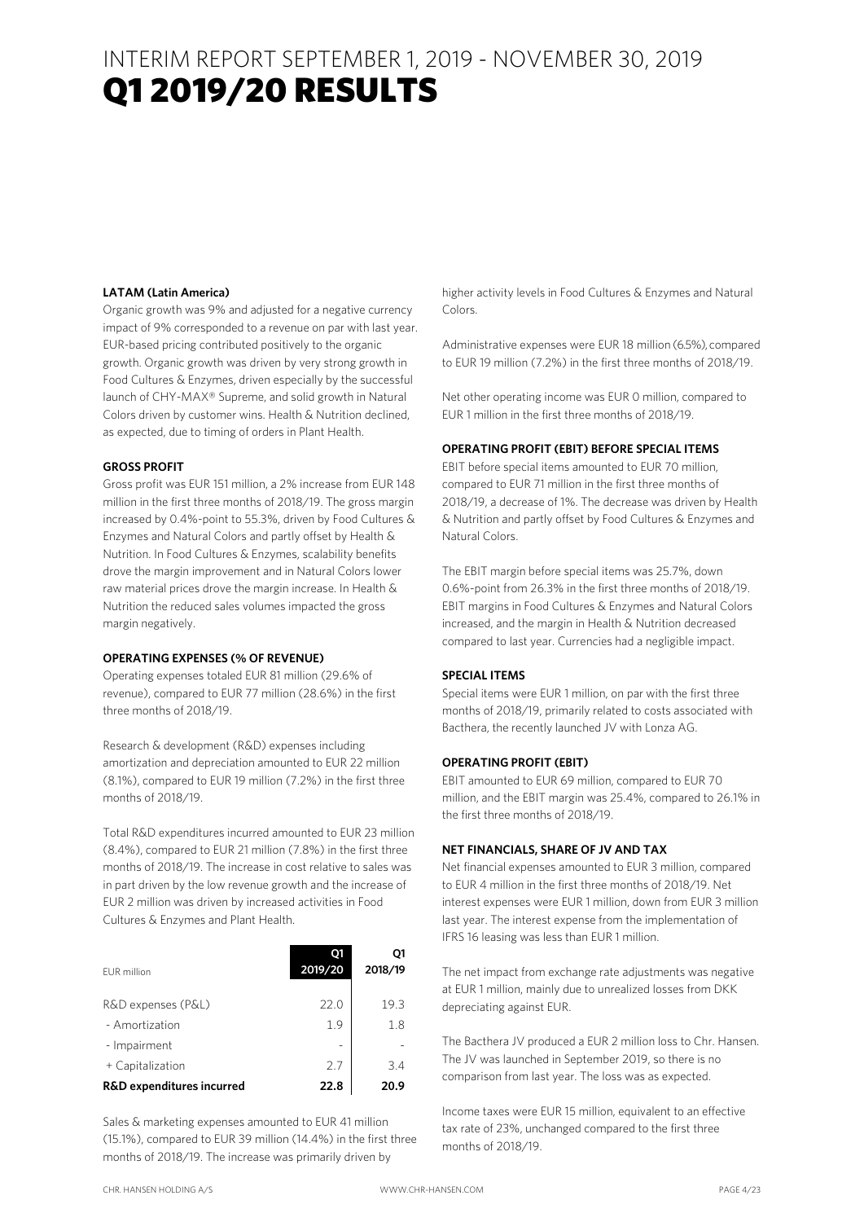# INTERIM REPORT SEPTEMBER 1, 2019 - NOVEMBER 30, 2019
# Q1 2019/20 RESULTS

**LATAM (Latin America)**

Organic growth was 9% and adjusted for a negative currency impact of 9% corresponded to a revenue on par with last year. EUR-based pricing contributed positively to the organic growth. Organic growth was driven by very strong growth in Food Cultures & Enzymes, driven especially by the successful launch of CHY-MAX® Supreme, and solid growth in Natural Colors driven by customer wins. Health & Nutrition declined, as expected, due to timing of orders in Plant Health.

**GROSS PROFIT**

Gross profit was EUR 151 million, a 2% increase from EUR 148 million in the first three months of 2018/19. The gross margin increased by 0.4%-point to 55.3%, driven by Food Cultures & Enzymes and Natural Colors and partly offset by Health & Nutrition. In Food Cultures & Enzymes, scalability benefits drove the margin improvement and in Natural Colors lower raw material prices drove the margin increase. In Health & Nutrition the reduced sales volumes impacted the gross margin negatively.

**OPERATING EXPENSES (% OF REVENUE)**

Operating expenses totaled EUR 81 million (29.6% of revenue), compared to EUR 77 million (28.6%) in the first three months of 2018/19.

Research & development (R&D) expenses including amortization and depreciation amounted to EUR 22 million (8.1%), compared to EUR 19 million (7.2%) in the first three months of 2018/19.

Total R&D expenditures incurred amounted to EUR 23 million (8.4%), compared to EUR 21 million (7.8%) in the first three months of 2018/19. The increase in cost relative to sales was in part driven by the low revenue growth and the increase of EUR 2 million was driven by increased activities in Food Cultures & Enzymes and Plant Health.

| EUR million | Q1 2019/20 | Q1 2018/19 |
|---|---|---|
| R&D expenses (P&L) | 22.0 | 19.3 |
| - Amortization | 1.9 | 1.8 |
| - Impairment | - | - |
| + Capitalization | 2.7 | 3.4 |
| **R&D expenditures incurred** | **22.8** | **20.9** |

Sales & marketing expenses amounted to EUR 41 million (15.1%), compared to EUR 39 million (14.4%) in the first three months of 2018/19. The increase was primarily driven by higher activity levels in Food Cultures & Enzymes and Natural Colors.

Administrative expenses were EUR 18 million (6.5%), compared to EUR 19 million (7.2%) in the first three months of 2018/19.

Net other operating income was EUR 0 million, compared to EUR 1 million in the first three months of 2018/19.

**OPERATING PROFIT (EBIT) BEFORE SPECIAL ITEMS**

EBIT before special items amounted to EUR 70 million, compared to EUR 71 million in the first three months of 2018/19, a decrease of 1%. The decrease was driven by Health & Nutrition and partly offset by Food Cultures & Enzymes and Natural Colors.

The EBIT margin before special items was 25.7%, down 0.6%-point from 26.3% in the first three months of 2018/19. EBIT margins in Food Cultures & Enzymes and Natural Colors increased, and the margin in Health & Nutrition decreased compared to last year. Currencies had a negligible impact.

**SPECIAL ITEMS**

Special items were EUR 1 million, on par with the first three months of 2018/19, primarily related to costs associated with Bacthera, the recently launched JV with Lonza AG.

**OPERATING PROFIT (EBIT)**

EBIT amounted to EUR 69 million, compared to EUR 70 million, and the EBIT margin was 25.4%, compared to 26.1% in the first three months of 2018/19.

**NET FINANCIALS, SHARE OF JV AND TAX**

Net financial expenses amounted to EUR 3 million, compared to EUR 4 million in the first three months of 2018/19. Net interest expenses were EUR 1 million, down from EUR 3 million last year. The interest expense from the implementation of IFRS 16 leasing was less than EUR 1 million.

The net impact from exchange rate adjustments was negative at EUR 1 million, mainly due to unrealized losses from DKK depreciating against EUR.

The Bacthera JV produced a EUR 2 million loss to Chr. Hansen. The JV was launched in September 2019, so there is no comparison from last year. The loss was as expected.

Income taxes were EUR 15 million, equivalent to an effective tax rate of 23%, unchanged compared to the first three months of 2018/19.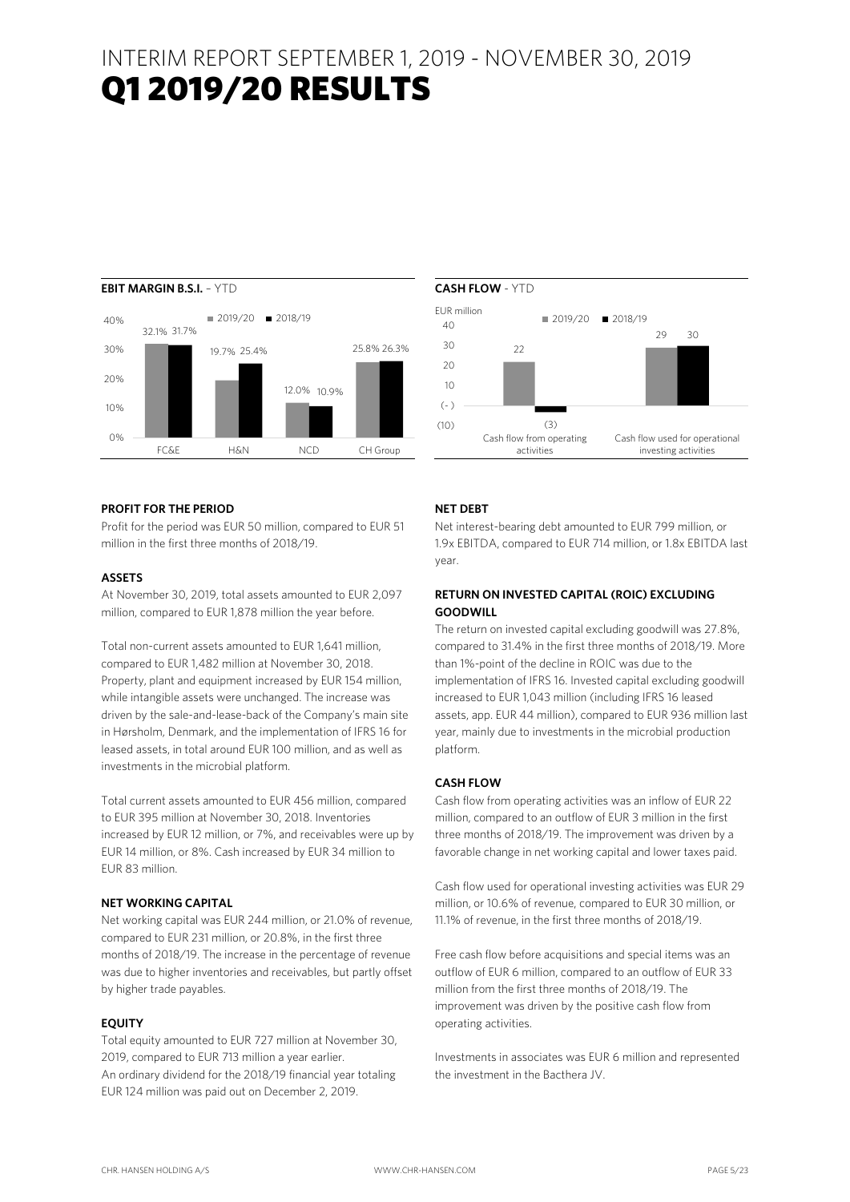# INTERIM REPORT SEPTEMBER 1, 2019 - NOVEMBER 30, 2019
# Q1 2019/20 RESULTS

**EBIT MARGIN B.S.I.** – YTD

| | 2019/20 | 2018/19 |
|---|---|---|
| FC&E | 32.1% | 31.7% |
| H&N | 19.7% | 25.4% |
| NCD | 12.0% | 10.9% |
| CH Group | 25.8% | 26.3% |

**CASH FLOW** - YTD

EUR million

| | 2019/20 | 2018/19 |
|---|---|---|
| Cash flow from operating activities | 22 | (3) |
| Cash flow used for operational investing activities | 29 | 30 |

**PROFIT FOR THE PERIOD**

Profit for the period was EUR 50 million, compared to EUR 51 million in the first three months of 2018/19.

**ASSETS**

At November 30, 2019, total assets amounted to EUR 2,097 million, compared to EUR 1,878 million the year before.

Total non-current assets amounted to EUR 1,641 million, compared to EUR 1,482 million at November 30, 2018. Property, plant and equipment increased by EUR 154 million, while intangible assets were unchanged. The increase was driven by the sale-and-lease-back of the Company's main site in Hørsholm, Denmark, and the implementation of IFRS 16 for leased assets, in total around EUR 100 million, and as well as investments in the microbial platform.

Total current assets amounted to EUR 456 million, compared to EUR 395 million at November 30, 2018. Inventories increased by EUR 12 million, or 7%, and receivables were up by EUR 14 million, or 8%. Cash increased by EUR 34 million to EUR 83 million.

**NET WORKING CAPITAL**

Net working capital was EUR 244 million, or 21.0% of revenue, compared to EUR 231 million, or 20.8%, in the first three months of 2018/19. The increase in the percentage of revenue was due to higher inventories and receivables, but partly offset by higher trade payables.

**EQUITY**

Total equity amounted to EUR 727 million at November 30, 2019, compared to EUR 713 million a year earlier.
An ordinary dividend for the 2018/19 financial year totaling EUR 124 million was paid out on December 2, 2019.

**NET DEBT**

Net interest-bearing debt amounted to EUR 799 million, or 1.9x EBITDA, compared to EUR 714 million, or 1.8x EBITDA last year.

**RETURN ON INVESTED CAPITAL (ROIC) EXCLUDING GOODWILL**

The return on invested capital excluding goodwill was 27.8%, compared to 31.4% in the first three months of 2018/19. More than 1%-point of the decline in ROIC was due to the implementation of IFRS 16. Invested capital excluding goodwill increased to EUR 1,043 million (including IFRS 16 leased assets, app. EUR 44 million), compared to EUR 936 million last year, mainly due to investments in the microbial production platform.

**CASH FLOW**

Cash flow from operating activities was an inflow of EUR 22 million, compared to an outflow of EUR 3 million in the first three months of 2018/19. The improvement was driven by a favorable change in net working capital and lower taxes paid.

Cash flow used for operational investing activities was EUR 29 million, or 10.6% of revenue, compared to EUR 30 million, or 11.1% of revenue, in the first three months of 2018/19.

Free cash flow before acquisitions and special items was an outflow of EUR 6 million, compared to an outflow of EUR 33 million from the first three months of 2018/19. The improvement was driven by the positive cash flow from operating activities.

Investments in associates was EUR 6 million and represented the investment in the Bacthera JV.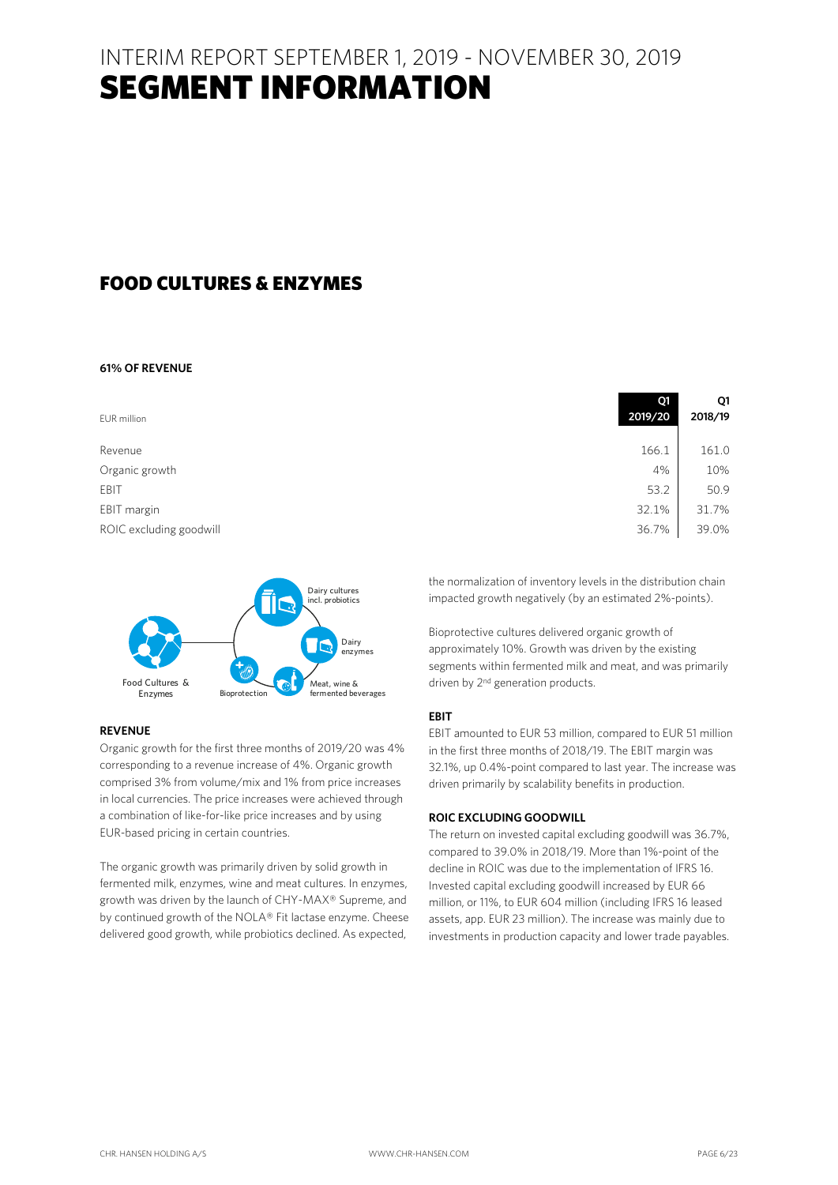# INTERIM REPORT SEPTEMBER 1, 2019 - NOVEMBER 30, 2019
# SEGMENT INFORMATION

## FOOD CULTURES & ENZYMES

**61% OF REVENUE**

| EUR million | Q1 2019/20 | Q1 2018/19 |
|---|---|---|
| Revenue | 166.1 | 161.0 |
| Organic growth | 4% | 10% |
| EBIT | 53.2 | 50.9 |
| EBIT margin | 32.1% | 31.7% |
| ROIC excluding goodwill | 36.7% | 39.0% |

Food Cultures & Enzymes: Dairy cultures incl. probiotics, Dairy enzymes, Meat, wine & fermented beverages, Bioprotection

### REVENUE

Organic growth for the first three months of 2019/20 was 4% corresponding to a revenue increase of 4%. Organic growth comprised 3% from volume/mix and 1% from price increases in local currencies. The price increases were achieved through a combination of like-for-like price increases and by using EUR-based pricing in certain countries.

The organic growth was primarily driven by solid growth in fermented milk, enzymes, wine and meat cultures. In enzymes, growth was driven by the launch of CHY-MAX® Supreme, and by continued growth of the NOLA® Fit lactase enzyme. Cheese delivered good growth, while probiotics declined. As expected, the normalization of inventory levels in the distribution chain impacted growth negatively (by an estimated 2%-points).

Bioprotective cultures delivered organic growth of approximately 10%. Growth was driven by the existing segments within fermented milk and meat, and was primarily driven by 2nd generation products.

### EBIT

EBIT amounted to EUR 53 million, compared to EUR 51 million in the first three months of 2018/19. The EBIT margin was 32.1%, up 0.4%-point compared to last year. The increase was driven primarily by scalability benefits in production.

### ROIC EXCLUDING GOODWILL

The return on invested capital excluding goodwill was 36.7%, compared to 39.0% in 2018/19. More than 1%-point of the decline in ROIC was due to the implementation of IFRS 16. Invested capital excluding goodwill increased by EUR 66 million, or 11%, to EUR 604 million (including IFRS 16 leased assets, app. EUR 23 million). The increase was mainly due to investments in production capacity and lower trade payables.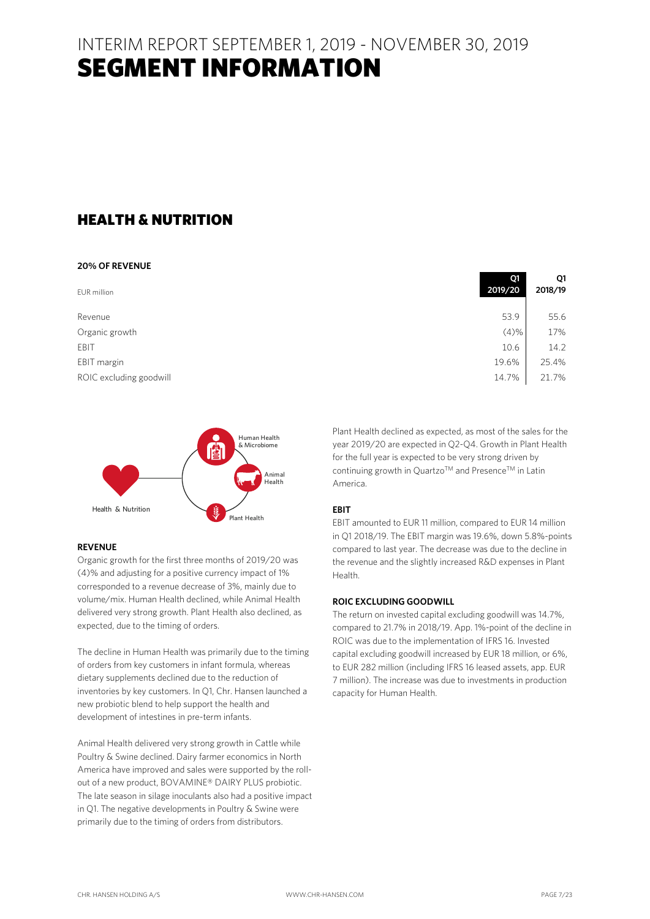# INTERIM REPORT SEPTEMBER 1, 2019 - NOVEMBER 30, 2019
# SEGMENT INFORMATION

## HEALTH & NUTRITION

**20% OF REVENUE**

| EUR million | Q1 2019/20 | Q1 2018/19 |
|---|---|---|
| Revenue | 53.9 | 55.6 |
| Organic growth | (4)% | 17% |
| EBIT | 10.6 | 14.2 |
| EBIT margin | 19.6% | 25.4% |
| ROIC excluding goodwill | 14.7% | 21.7% |

Health & Nutrition — Human Health & Microbiome, Animal Health, Plant Health

### REVENUE

Organic growth for the first three months of 2019/20 was (4)% and adjusting for a positive currency impact of 1% corresponded to a revenue decrease of 3%, mainly due to volume/mix. Human Health declined, while Animal Health delivered very strong growth. Plant Health also declined, as expected, due to the timing of orders.

The decline in Human Health was primarily due to the timing of orders from key customers in infant formula, whereas dietary supplements declined due to the reduction of inventories by key customers. In Q1, Chr. Hansen launched a new probiotic blend to help support the health and development of intestines in pre-term infants.

Animal Health delivered very strong growth in Cattle while Poultry & Swine declined. Dairy farmer economics in North America have improved and sales were supported by the roll-out of a new product, BOVAMINE® DAIRY PLUS probiotic. The late season in silage inoculants also had a positive impact in Q1. The negative developments in Poultry & Swine were primarily due to the timing of orders from distributors.

Plant Health declined as expected, as most of the sales for the year 2019/20 are expected in Q2-Q4. Growth in Plant Health for the full year is expected to be very strong driven by continuing growth in Quartzo™ and Presence™ in Latin America.

### EBIT

EBIT amounted to EUR 11 million, compared to EUR 14 million in Q1 2018/19. The EBIT margin was 19.6%, down 5.8%-points compared to last year. The decrease was due to the decline in the revenue and the slightly increased R&D expenses in Plant Health.

### ROIC EXCLUDING GOODWILL

The return on invested capital excluding goodwill was 14.7%, compared to 21.7% in 2018/19. App. 1%-point of the decline in ROIC was due to the implementation of IFRS 16. Invested capital excluding goodwill increased by EUR 18 million, or 6%, to EUR 282 million (including IFRS 16 leased assets, app. EUR 7 million). The increase was due to investments in production capacity for Human Health.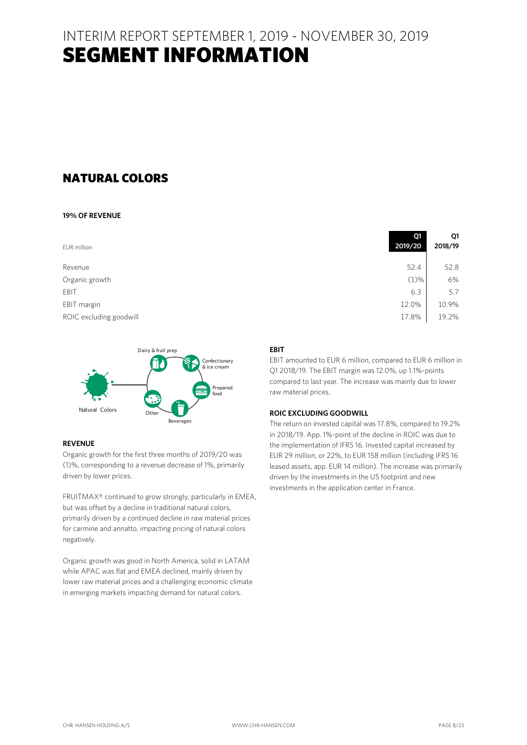# INTERIM REPORT SEPTEMBER 1, 2019 - NOVEMBER 30, 2019
# SEGMENT INFORMATION

## NATURAL COLORS

**19% OF REVENUE**

| EUR million | Q1 2019/20 | Q1 2018/19 |
|---|---|---|
| Revenue | 52.4 | 52.8 |
| Organic growth | (1)% | 6% |
| EBIT | 6.3 | 5.7 |
| EBIT margin | 12.0% | 10.9% |
| ROIC excluding goodwill | 17.8% | 19.2% |

Natural Colors: Dairy & fruit prep, Confectionary & ice cream, Prepared food, Beverages, Other

**REVENUE**

Organic growth for the first three months of 2019/20 was (1)%, corresponding to a revenue decrease of 1%, primarily driven by lower prices.

FRUITMAX® continued to grow strongly, particularly in EMEA, but was offset by a decline in traditional natural colors, primarily driven by a continued decline in raw material prices for carmine and annatto, impacting pricing of natural colors negatively.

Organic growth was good in North America, solid in LATAM while APAC was flat and EMEA declined, mainly driven by lower raw material prices and a challenging economic climate in emerging markets impacting demand for natural colors.

**EBIT**

EBIT amounted to EUR 6 million, compared to EUR 6 million in Q1 2018/19. The EBIT margin was 12.0%, up 1.1%-points compared to last year. The increase was mainly due to lower raw material prices.

**ROIC EXCLUDING GOODWILL**

The return on invested capital was 17.8%, compared to 19.2% in 2018/19. App. 1%-point of the decline in ROIC was due to the implementation of IFRS 16. Invested capital increased by EUR 29 million, or 22%, to EUR 158 million (including IFRS 16 leased assets, app. EUR 14 million). The increase was primarily driven by the investments in the US footprint and new investments in the application center in France.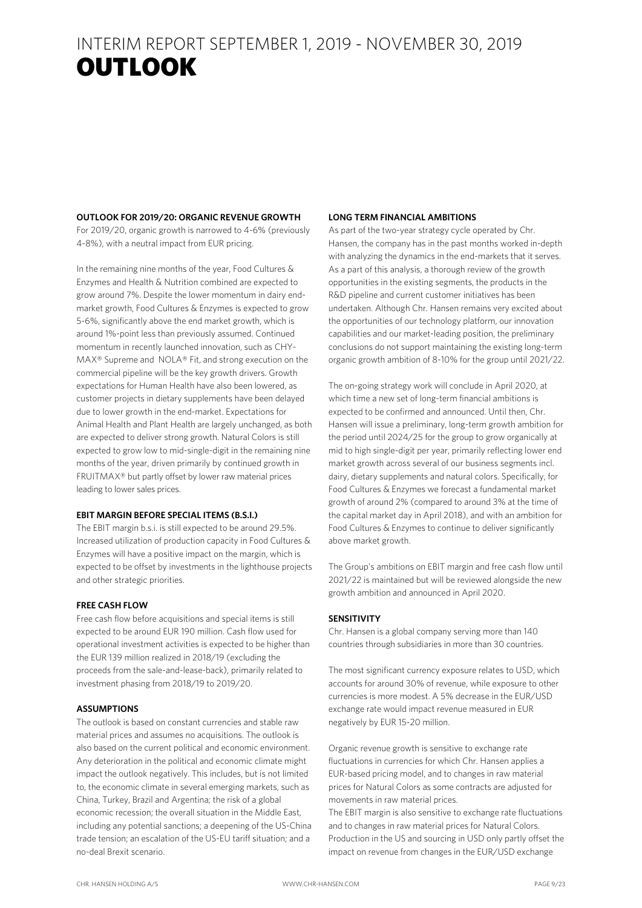# INTERIM REPORT SEPTEMBER 1, 2019 - NOVEMBER 30, 2019

# OUTLOOK

### OUTLOOK FOR 2019/20: ORGANIC REVENUE GROWTH

For 2019/20, organic growth is narrowed to 4-6% (previously 4-8%), with a neutral impact from EUR pricing.

In the remaining nine months of the year, Food Cultures & Enzymes and Health & Nutrition combined are expected to grow around 7%. Despite the lower momentum in dairy end-market growth, Food Cultures & Enzymes is expected to grow 5-6%, significantly above the end market growth, which is around 1%-point less than previously assumed. Continued momentum in recently launched innovation, such as CHY-MAX® Supreme and NOLA® Fit, and strong execution on the commercial pipeline will be the key growth drivers. Growth expectations for Human Health have also been lowered, as customer projects in dietary supplements have been delayed due to lower growth in the end-market. Expectations for Animal Health and Plant Health are largely unchanged, as both are expected to deliver strong growth. Natural Colors is still expected to grow low to mid-single-digit in the remaining nine months of the year, driven primarily by continued growth in FRUITMAX® but partly offset by lower raw material prices leading to lower sales prices.

### EBIT MARGIN BEFORE SPECIAL ITEMS (B.S.I.)

The EBIT margin b.s.i. is still expected to be around 29.5%. Increased utilization of production capacity in Food Cultures & Enzymes will have a positive impact on the margin, which is expected to be offset by investments in the lighthouse projects and other strategic priorities.

### FREE CASH FLOW

Free cash flow before acquisitions and special items is still expected to be around EUR 190 million. Cash flow used for operational investment activities is expected to be higher than the EUR 139 million realized in 2018/19 (excluding the proceeds from the sale-and-lease-back), primarily related to investment phasing from 2018/19 to 2019/20.

### ASSUMPTIONS

The outlook is based on constant currencies and stable raw material prices and assumes no acquisitions. The outlook is also based on the current political and economic environment. Any deterioration in the political and economic climate might impact the outlook negatively. This includes, but is not limited to, the economic climate in several emerging markets, such as China, Turkey, Brazil and Argentina; the risk of a global economic recession; the overall situation in the Middle East, including any potential sanctions; a deepening of the US-China trade tension; an escalation of the US-EU tariff situation; and a no-deal Brexit scenario.

### LONG TERM FINANCIAL AMBITIONS

As part of the two-year strategy cycle operated by Chr. Hansen, the company has in the past months worked in-depth with analyzing the dynamics in the end-markets that it serves. As a part of this analysis, a thorough review of the growth opportunities in the existing segments, the products in the R&D pipeline and current customer initiatives has been undertaken. Although Chr. Hansen remains very excited about the opportunities of our technology platform, our innovation capabilities and our market-leading position, the preliminary conclusions do not support maintaining the existing long-term organic growth ambition of 8-10% for the group until 2021/22.

The on-going strategy work will conclude in April 2020, at which time a new set of long-term financial ambitions is expected to be confirmed and announced. Until then, Chr. Hansen will issue a preliminary, long-term growth ambition for the period until 2024/25 for the group to grow organically at mid to high single-digit per year, primarily reflecting lower end market growth across several of our business segments incl. dairy, dietary supplements and natural colors. Specifically, for Food Cultures & Enzymes we forecast a fundamental market growth of around 2% (compared to around 3% at the time of the capital market day in April 2018), and with an ambition for Food Cultures & Enzymes to continue to deliver significantly above market growth.

The Group's ambitions on EBIT margin and free cash flow until 2021/22 is maintained but will be reviewed alongside the new growth ambition and announced in April 2020.

### SENSITIVITY

Chr. Hansen is a global company serving more than 140 countries through subsidiaries in more than 30 countries.

The most significant currency exposure relates to USD, which accounts for around 30% of revenue, while exposure to other currencies is more modest. A 5% decrease in the EUR/USD exchange rate would impact revenue measured in EUR negatively by EUR 15-20 million.

Organic revenue growth is sensitive to exchange rate fluctuations in currencies for which Chr. Hansen applies a EUR-based pricing model, and to changes in raw material prices for Natural Colors as some contracts are adjusted for movements in raw material prices.

The EBIT margin is also sensitive to exchange rate fluctuations and to changes in raw material prices for Natural Colors. Production in the US and sourcing in USD only partly offset the impact on revenue from changes in the EUR/USD exchange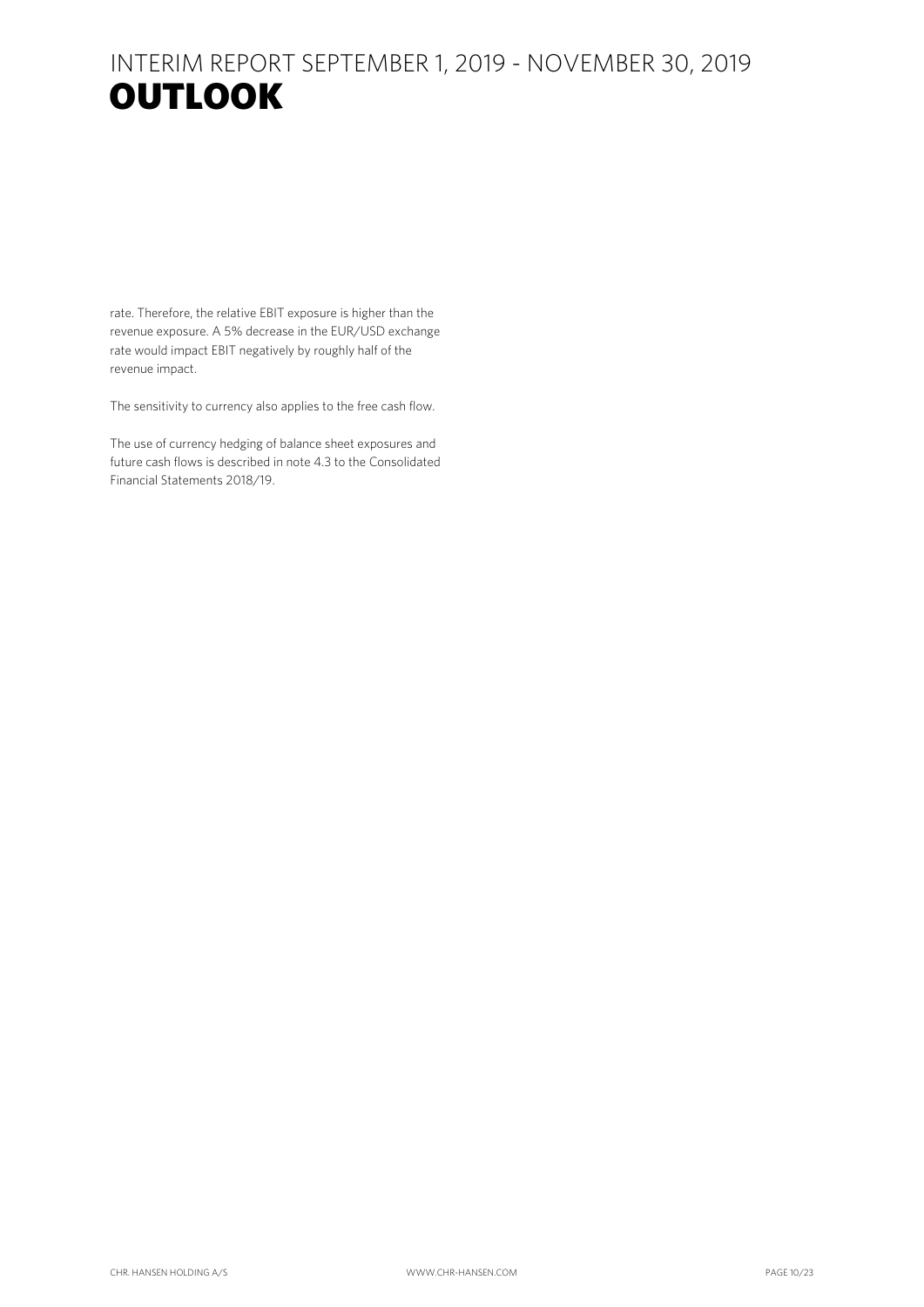rate. Therefore, the relative EBIT exposure is higher than the revenue exposure. A 5% decrease in the EUR/USD exchange rate would impact EBIT negatively by roughly half of the revenue impact.

The sensitivity to currency also applies to the free cash flow.

The use of currency hedging of balance sheet exposures and future cash flows is described in note 4.3 to the Consolidated Financial Statements 2018/19.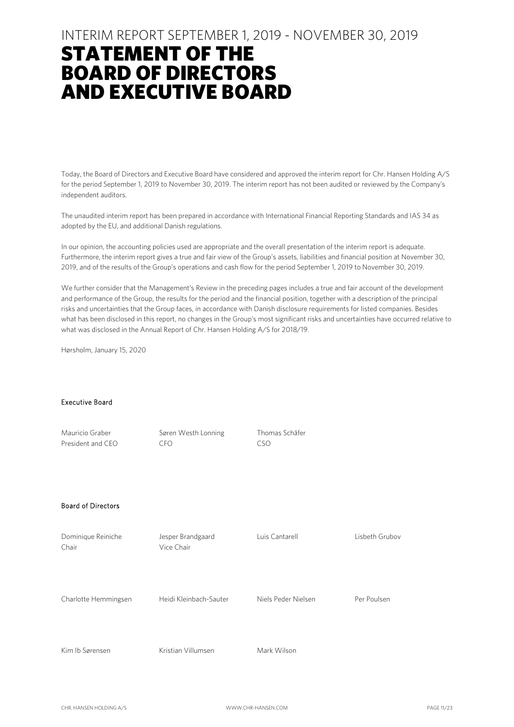INTERIM REPORT SEPTEMBER 1, 2019 - NOVEMBER 30, 2019

# STATEMENT OF THE BOARD OF DIRECTORS AND EXECUTIVE BOARD

Today, the Board of Directors and Executive Board have considered and approved the interim report for Chr. Hansen Holding A/S for the period September 1, 2019 to November 30, 2019. The interim report has not been audited or reviewed by the Company's independent auditors.

The unaudited interim report has been prepared in accordance with International Financial Reporting Standards and IAS 34 as adopted by the EU, and additional Danish regulations.

In our opinion, the accounting policies used are appropriate and the overall presentation of the interim report is adequate. Furthermore, the interim report gives a true and fair view of the Group's assets, liabilities and financial position at November 30, 2019, and of the results of the Group's operations and cash flow for the period September 1, 2019 to November 30, 2019.

We further consider that the Management's Review in the preceding pages includes a true and fair account of the development and performance of the Group, the results for the period and the financial position, together with a description of the principal risks and uncertainties that the Group faces, in accordance with Danish disclosure requirements for listed companies. Besides what has been disclosed in this report, no changes in the Group's most significant risks and uncertainties have occurred relative to what was disclosed in the Annual Report of Chr. Hansen Holding A/S for 2018/19.

Hørsholm, January 15, 2020

**Executive Board**

| | | |
|---|---|---|
| Mauricio Graber<br>President and CEO | Søren Westh Lonning<br>CFO | Thomas Schäfer<br>CSO |

**Board of Directors**

| | | | |
|---|---|---|---|
| Dominique Reiniche<br>Chair | Jesper Brandgaard<br>Vice Chair | Luis Cantarell | Lisbeth Grubov |
| Charlotte Hemmingsen | Heidi Kleinbach-Sauter | Niels Peder Nielsen | Per Poulsen |
| Kim Ib Sørensen | Kristian Villumsen | Mark Wilson | |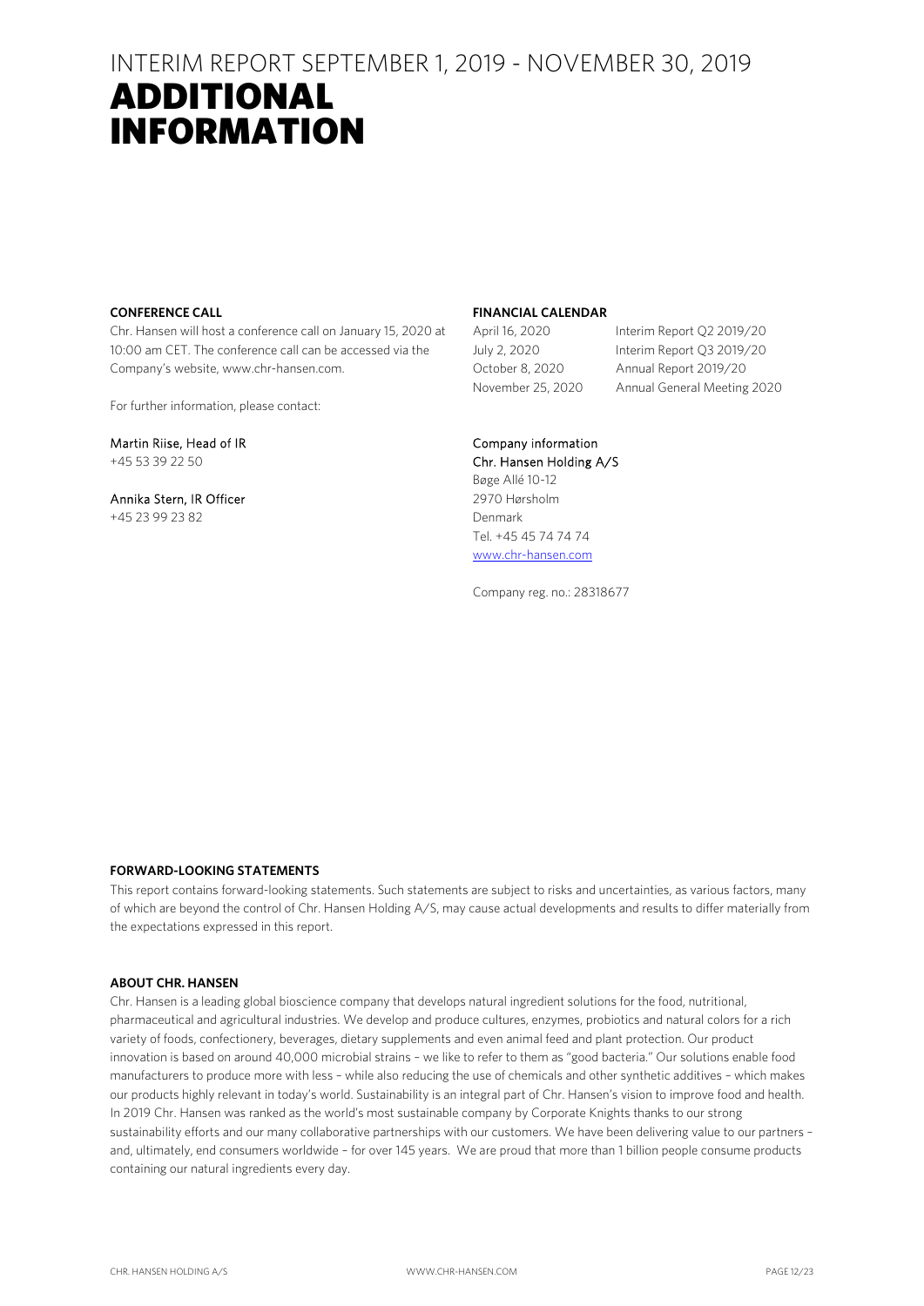# INTERIM REPORT SEPTEMBER 1, 2019 - NOVEMBER 30, 2019

# ADDITIONAL INFORMATION

**CONFERENCE CALL**

Chr. Hansen will host a conference call on January 15, 2020 at 10:00 am CET. The conference call can be accessed via the Company's website, www.chr-hansen.com.

For further information, please contact:

Martin Riise, Head of IR
+45 53 39 22 50

Annika Stern, IR Officer
+45 23 99 23 82

**FINANCIAL CALENDAR**

| | |
|---|---|
| April 16, 2020 | Interim Report Q2 2019/20 |
| July 2, 2020 | Interim Report Q3 2019/20 |
| October 8, 2020 | Annual Report 2019/20 |
| November 25, 2020 | Annual General Meeting 2020 |

Company information
Chr. Hansen Holding A/S
Bøge Allé 10-12
2970 Hørsholm
Denmark
Tel. +45 45 74 74 74
www.chr-hansen.com

Company reg. no.: 28318677

**FORWARD-LOOKING STATEMENTS**

This report contains forward-looking statements. Such statements are subject to risks and uncertainties, as various factors, many of which are beyond the control of Chr. Hansen Holding A/S, may cause actual developments and results to differ materially from the expectations expressed in this report.

**ABOUT CHR. HANSEN**

Chr. Hansen is a leading global bioscience company that develops natural ingredient solutions for the food, nutritional, pharmaceutical and agricultural industries. We develop and produce cultures, enzymes, probiotics and natural colors for a rich variety of foods, confectionery, beverages, dietary supplements and even animal feed and plant protection. Our product innovation is based on around 40,000 microbial strains – we like to refer to them as "good bacteria." Our solutions enable food manufacturers to produce more with less – while also reducing the use of chemicals and other synthetic additives – which makes our products highly relevant in today's world. Sustainability is an integral part of Chr. Hansen's vision to improve food and health. In 2019 Chr. Hansen was ranked as the world's most sustainable company by Corporate Knights thanks to our strong sustainability efforts and our many collaborative partnerships with our customers. We have been delivering value to our partners – and, ultimately, end consumers worldwide – for over 145 years. We are proud that more than 1 billion people consume products containing our natural ingredients every day.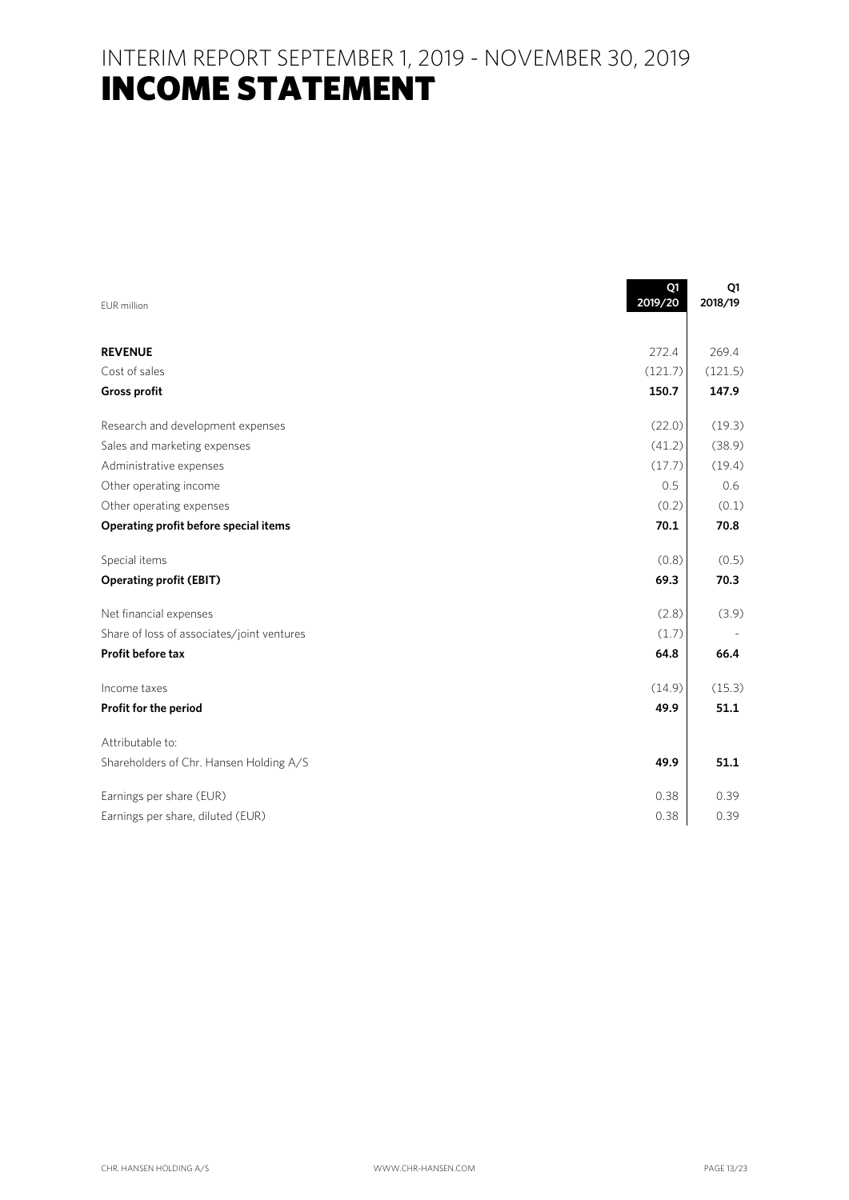# INTERIM REPORT SEPTEMBER 1, 2019 - NOVEMBER 30, 2019
# INCOME STATEMENT

| EUR million | Q1 2019/20 | Q1 2018/19 |
|---|---|---|
| **REVENUE** | 272.4 | 269.4 |
| Cost of sales | (121.7) | (121.5) |
| **Gross profit** | **150.7** | **147.9** |
| Research and development expenses | (22.0) | (19.3) |
| Sales and marketing expenses | (41.2) | (38.9) |
| Administrative expenses | (17.7) | (19.4) |
| Other operating income | 0.5 | 0.6 |
| Other operating expenses | (0.2) | (0.1) |
| **Operating profit before special items** | **70.1** | **70.8** |
| Special items | (0.8) | (0.5) |
| **Operating profit (EBIT)** | **69.3** | **70.3** |
| Net financial expenses | (2.8) | (3.9) |
| Share of loss of associates/joint ventures | (1.7) | - |
| **Profit before tax** | **64.8** | **66.4** |
| Income taxes | (14.9) | (15.3) |
| **Profit for the period** | **49.9** | **51.1** |
| Attributable to: | | |
| Shareholders of Chr. Hansen Holding A/S | **49.9** | **51.1** |
| Earnings per share (EUR) | 0.38 | 0.39 |
| Earnings per share, diluted (EUR) | 0.38 | 0.39 |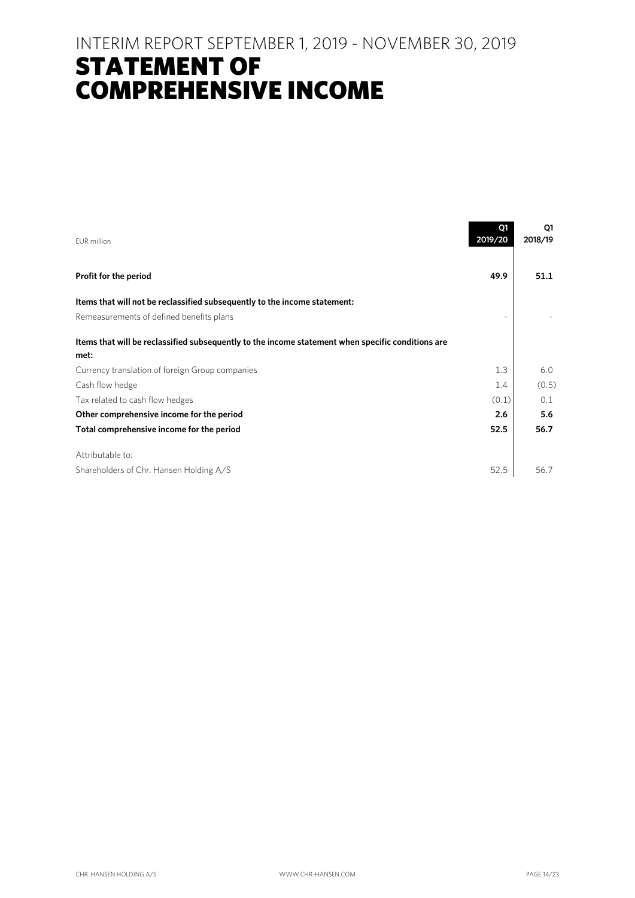INTERIM REPORT SEPTEMBER 1, 2019 - NOVEMBER 30, 2019

# STATEMENT OF COMPREHENSIVE INCOME

| EUR million | Q1 2019/20 | Q1 2018/19 |
|---|---|---|
| **Profit for the period** | **49.9** | **51.1** |
| **Items that will not be reclassified subsequently to the income statement:** | | |
| Remeasurements of defined benefits plans | - | - |
| **Items that will be reclassified subsequently to the income statement when specific conditions are met:** | | |
| Currency translation of foreign Group companies | 1.3 | 6.0 |
| Cash flow hedge | 1.4 | (0.5) |
| Tax related to cash flow hedges | (0.1) | 0.1 |
| **Other comprehensive income for the period** | **2.6** | **5.6** |
| **Total comprehensive income for the period** | **52.5** | **56.7** |
| Attributable to: | | |
| Shareholders of Chr. Hansen Holding A/S | 52.5 | 56.7 |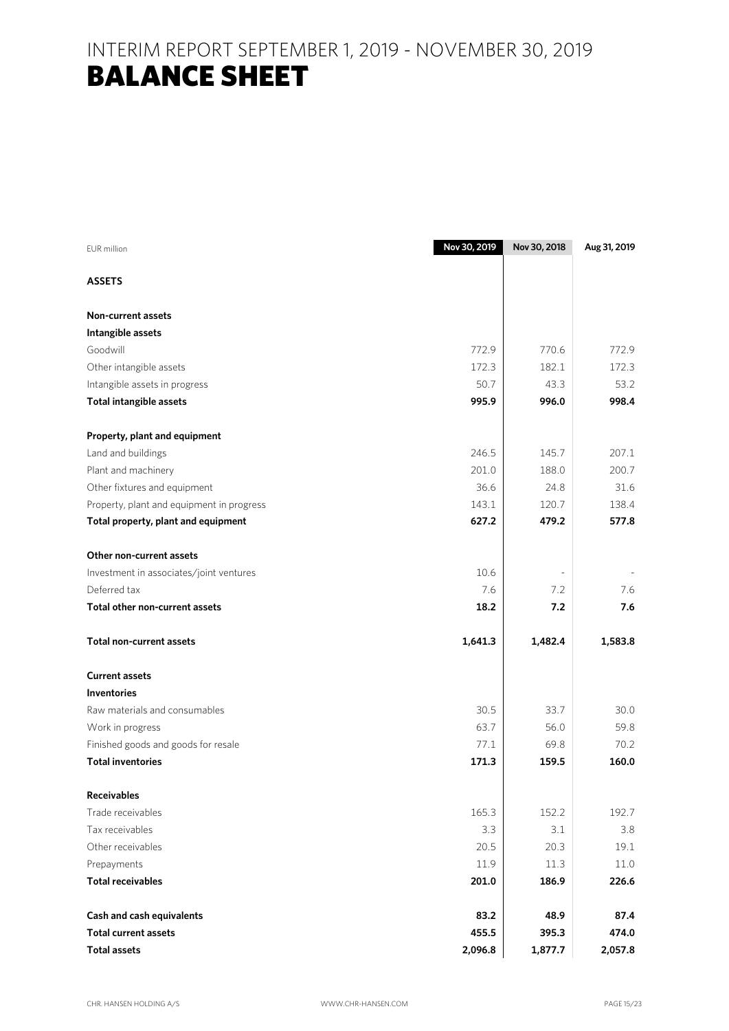# INTERIM REPORT SEPTEMBER 1, 2019 - NOVEMBER 30, 2019
# BALANCE SHEET

| EUR million | Nov 30, 2019 | Nov 30, 2018 | Aug 31, 2019 |
|---|---|---|---|
| **ASSETS** | | | |
| | | | |
| **Non-current assets** | | | |
| **Intangible assets** | | | |
| Goodwill | 772.9 | 770.6 | 772.9 |
| Other intangible assets | 172.3 | 182.1 | 172.3 |
| Intangible assets in progress | 50.7 | 43.3 | 53.2 |
| **Total intangible assets** | **995.9** | **996.0** | **998.4** |
| | | | |
| **Property, plant and equipment** | | | |
| Land and buildings | 246.5 | 145.7 | 207.1 |
| Plant and machinery | 201.0 | 188.0 | 200.7 |
| Other fixtures and equipment | 36.6 | 24.8 | 31.6 |
| Property, plant and equipment in progress | 143.1 | 120.7 | 138.4 |
| **Total property, plant and equipment** | **627.2** | **479.2** | **577.8** |
| | | | |
| **Other non-current assets** | | | |
| Investment in associates/joint ventures | 10.6 | - | - |
| Deferred tax | 7.6 | 7.2 | 7.6 |
| **Total other non-current assets** | **18.2** | **7.2** | **7.6** |
| | | | |
| **Total non-current assets** | **1,641.3** | **1,482.4** | **1,583.8** |
| | | | |
| **Current assets** | | | |
| **Inventories** | | | |
| Raw materials and consumables | 30.5 | 33.7 | 30.0 |
| Work in progress | 63.7 | 56.0 | 59.8 |
| Finished goods and goods for resale | 77.1 | 69.8 | 70.2 |
| **Total inventories** | **171.3** | **159.5** | **160.0** |
| | | | |
| **Receivables** | | | |
| Trade receivables | 165.3 | 152.2 | 192.7 |
| Tax receivables | 3.3 | 3.1 | 3.8 |
| Other receivables | 20.5 | 20.3 | 19.1 |
| Prepayments | 11.9 | 11.3 | 11.0 |
| **Total receivables** | **201.0** | **186.9** | **226.6** |
| | | | |
| **Cash and cash equivalents** | **83.2** | **48.9** | **87.4** |
| **Total current assets** | **455.5** | **395.3** | **474.0** |
| **Total assets** | **2,096.8** | **1,877.7** | **2,057.8** |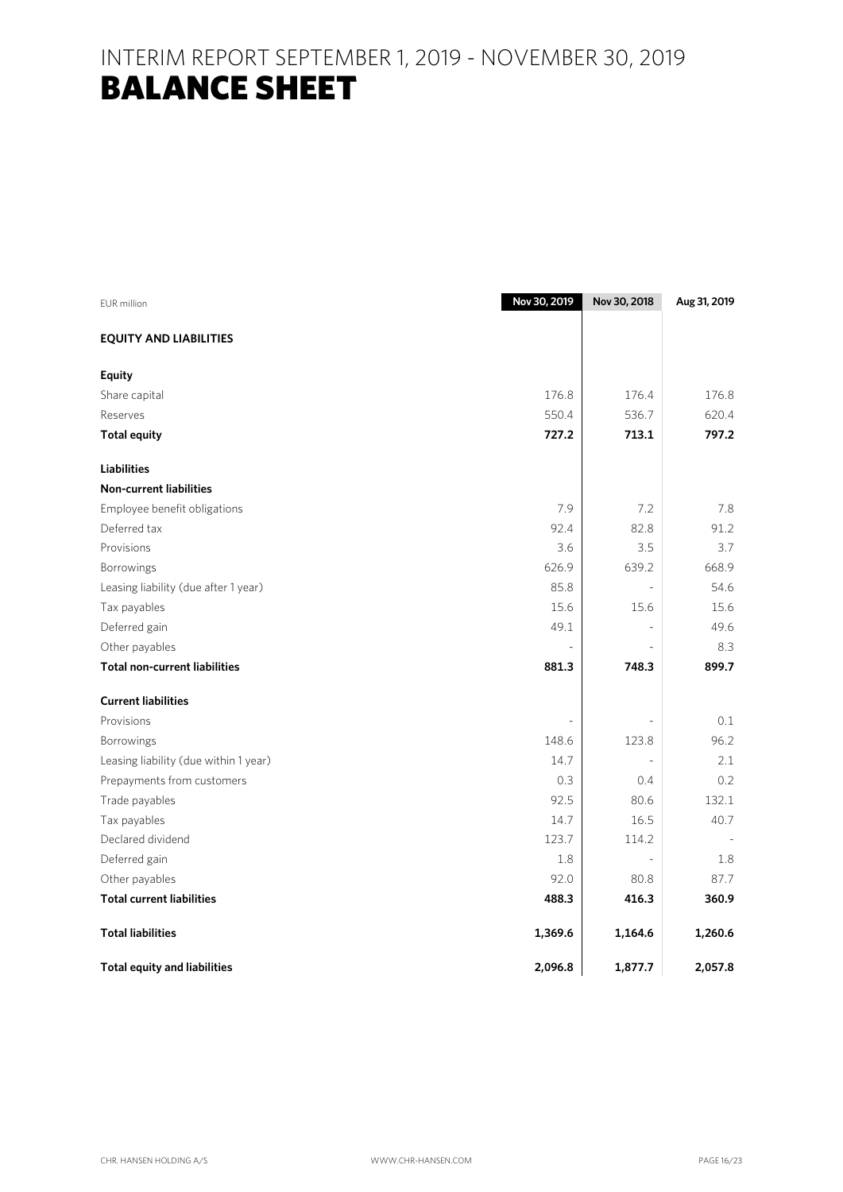# INTERIM REPORT SEPTEMBER 1, 2019 - NOVEMBER 30, 2019

## BALANCE SHEET

| EUR million | Nov 30, 2019 | Nov 30, 2018 | Aug 31, 2019 |
|---|---|---|---|
| **EQUITY AND LIABILITIES** | | | |
| **Equity** | | | |
| Share capital | 176.8 | 176.4 | 176.8 |
| Reserves | 550.4 | 536.7 | 620.4 |
| **Total equity** | **727.2** | **713.1** | **797.2** |
| **Liabilities** | | | |
| **Non-current liabilities** | | | |
| Employee benefit obligations | 7.9 | 7.2 | 7.8 |
| Deferred tax | 92.4 | 82.8 | 91.2 |
| Provisions | 3.6 | 3.5 | 3.7 |
| Borrowings | 626.9 | 639.2 | 668.9 |
| Leasing liability (due after 1 year) | 85.8 | - | 54.6 |
| Tax payables | 15.6 | 15.6 | 15.6 |
| Deferred gain | 49.1 | - | 49.6 |
| Other payables | - | - | 8.3 |
| **Total non-current liabilities** | **881.3** | **748.3** | **899.7** |
| **Current liabilities** | | | |
| Provisions | - | - | 0.1 |
| Borrowings | 148.6 | 123.8 | 96.2 |
| Leasing liability (due within 1 year) | 14.7 | - | 2.1 |
| Prepayments from customers | 0.3 | 0.4 | 0.2 |
| Trade payables | 92.5 | 80.6 | 132.1 |
| Tax payables | 14.7 | 16.5 | 40.7 |
| Declared dividend | 123.7 | 114.2 | - |
| Deferred gain | 1.8 | - | 1.8 |
| Other payables | 92.0 | 80.8 | 87.7 |
| **Total current liabilities** | **488.3** | **416.3** | **360.9** |
| **Total liabilities** | **1,369.6** | **1,164.6** | **1,260.6** |
| **Total equity and liabilities** | **2,096.8** | **1,877.7** | **2,057.8** |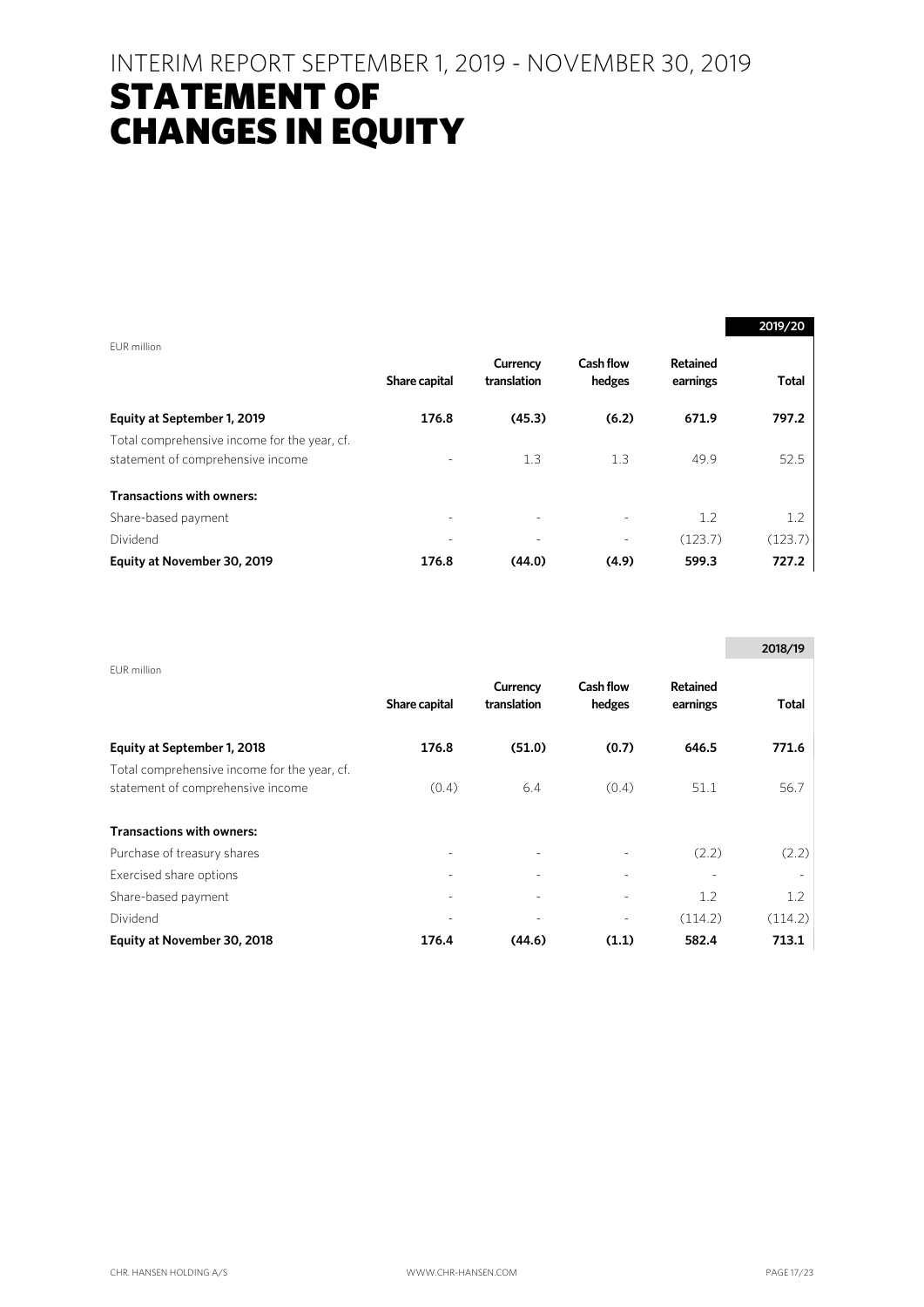# INTERIM REPORT SEPTEMBER 1, 2019 - NOVEMBER 30, 2019

# STATEMENT OF CHANGES IN EQUITY

**2019/20**

| EUR million | Share capital | Currency translation | Cash flow hedges | Retained earnings | Total |
|---|---|---|---|---|---|
| **Equity at September 1, 2019** | **176.8** | **(45.3)** | **(6.2)** | **671.9** | **797.2** |
| Total comprehensive income for the year, cf. statement of comprehensive income | - | 1.3 | 1.3 | 49.9 | 52.5 |
| **Transactions with owners:** | | | | | |
| Share-based payment | - | - | - | 1.2 | 1.2 |
| Dividend | - | - | - | (123.7) | (123.7) |
| **Equity at November 30, 2019** | **176.8** | **(44.0)** | **(4.9)** | **599.3** | **727.2** |

**2018/19**

| EUR million | Share capital | Currency translation | Cash flow hedges | Retained earnings | Total |
|---|---|---|---|---|---|
| **Equity at September 1, 2018** | **176.8** | **(51.0)** | **(0.7)** | **646.5** | **771.6** |
| Total comprehensive income for the year, cf. statement of comprehensive income | (0.4) | 6.4 | (0.4) | 51.1 | 56.7 |
| **Transactions with owners:** | | | | | |
| Purchase of treasury shares | - | - | - | (2.2) | (2.2) |
| Exercised share options | - | - | - | - | - |
| Share-based payment | - | - | - | 1.2 | 1.2 |
| Dividend | - | - | - | (114.2) | (114.2) |
| **Equity at November 30, 2018** | **176.4** | **(44.6)** | **(1.1)** | **582.4** | **713.1** |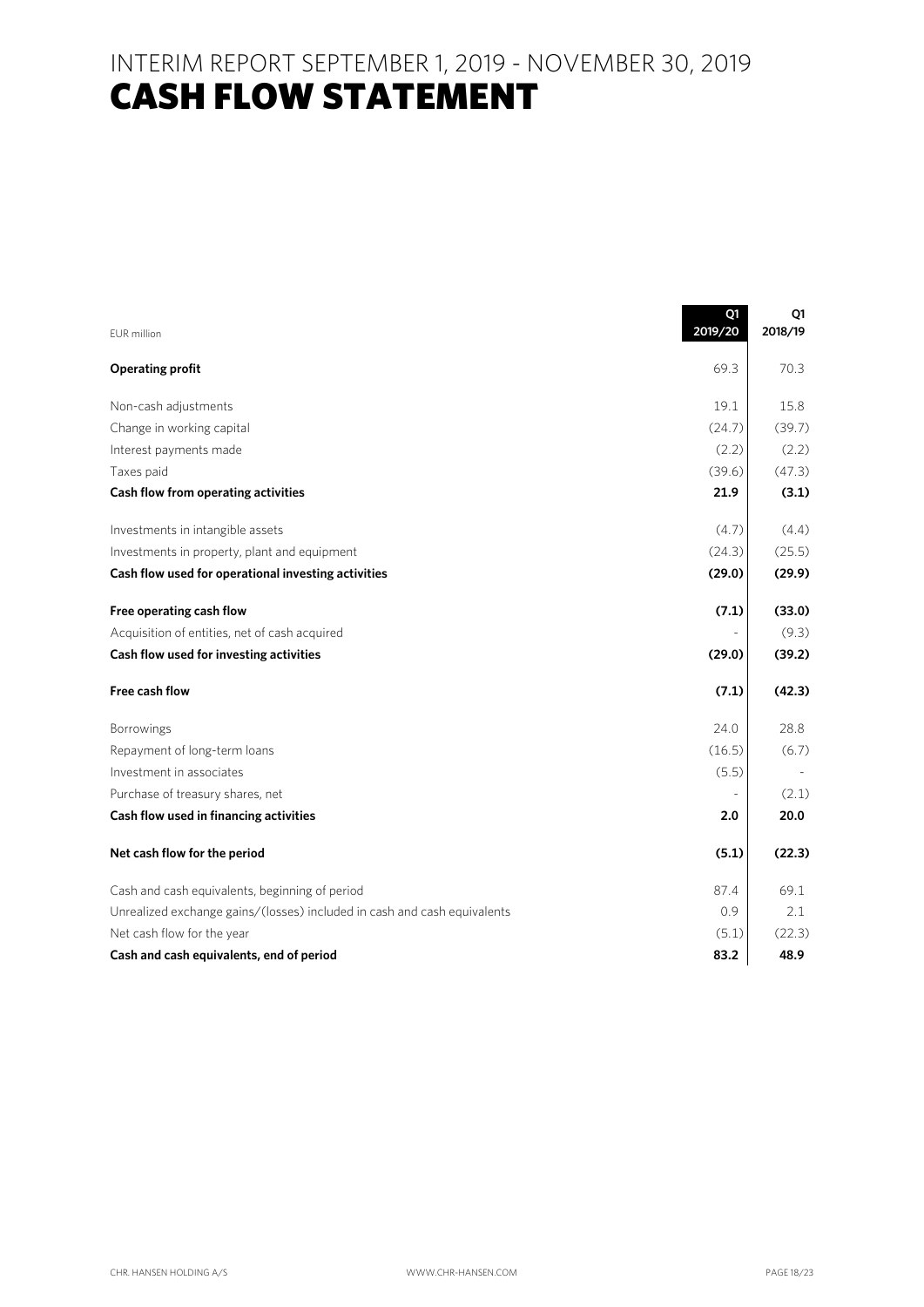# INTERIM REPORT SEPTEMBER 1, 2019 - NOVEMBER 30, 2019

# CASH FLOW STATEMENT

| EUR million | Q1 2019/20 | Q1 2018/19 |
|---|---|---|
| **Operating profit** | 69.3 | 70.3 |
| Non-cash adjustments | 19.1 | 15.8 |
| Change in working capital | (24.7) | (39.7) |
| Interest payments made | (2.2) | (2.2) |
| Taxes paid | (39.6) | (47.3) |
| **Cash flow from operating activities** | **21.9** | **(3.1)** |
| Investments in intangible assets | (4.7) | (4.4) |
| Investments in property, plant and equipment | (24.3) | (25.5) |
| **Cash flow used for operational investing activities** | **(29.0)** | **(29.9)** |
| **Free operating cash flow** | **(7.1)** | **(33.0)** |
| Acquisition of entities, net of cash acquired | - | (9.3) |
| **Cash flow used for investing activities** | **(29.0)** | **(39.2)** |
| **Free cash flow** | **(7.1)** | **(42.3)** |
| Borrowings | 24.0 | 28.8 |
| Repayment of long-term loans | (16.5) | (6.7) |
| Investment in associates | (5.5) | - |
| Purchase of treasury shares, net | - | (2.1) |
| **Cash flow used in financing activities** | **2.0** | **20.0** |
| **Net cash flow for the period** | **(5.1)** | **(22.3)** |
| Cash and cash equivalents, beginning of period | 87.4 | 69.1 |
| Unrealized exchange gains/(losses) included in cash and cash equivalents | 0.9 | 2.1 |
| Net cash flow for the year | (5.1) | (22.3) |
| **Cash and cash equivalents, end of period** | **83.2** | **48.9** |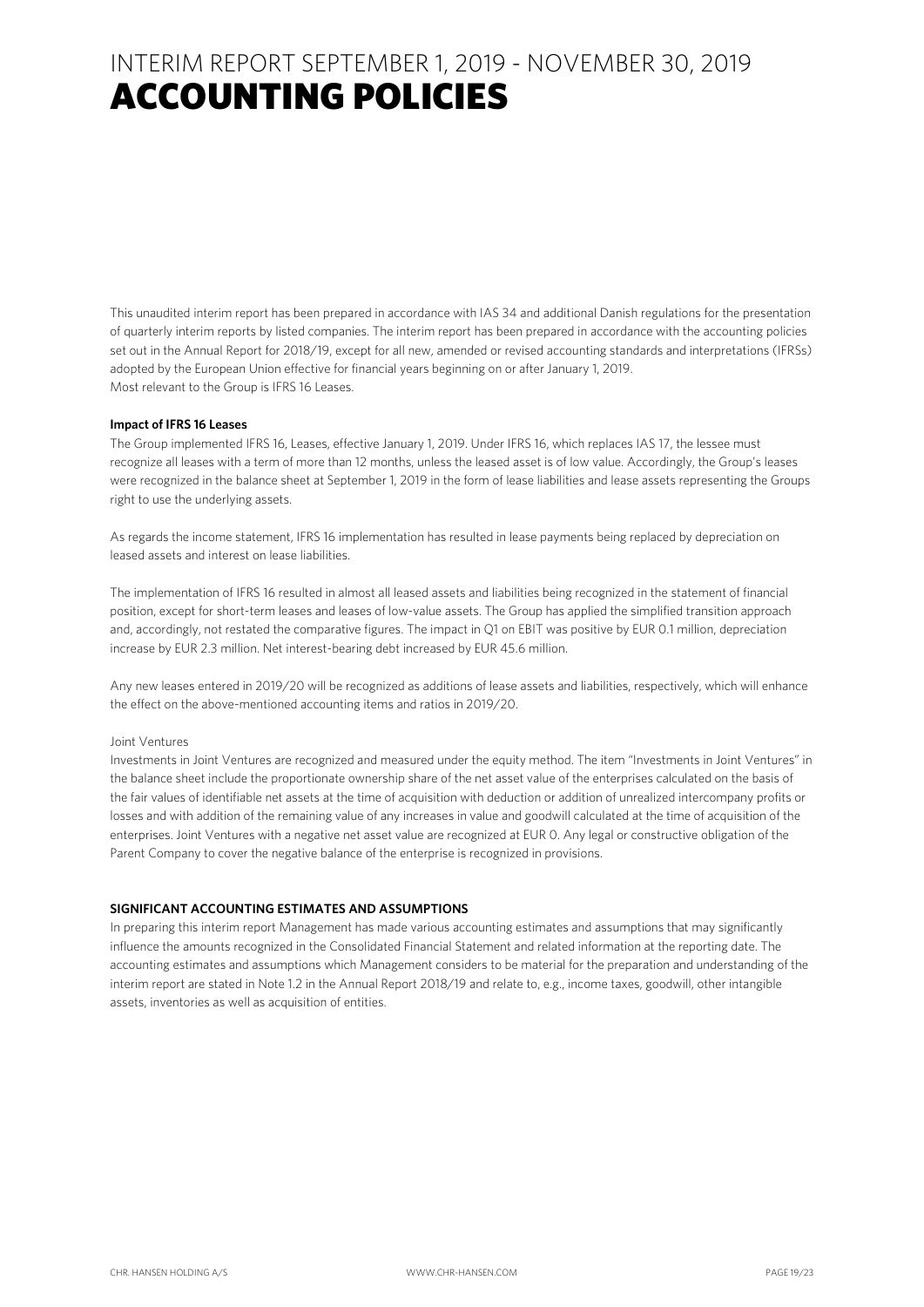# INTERIM REPORT SEPTEMBER 1, 2019 - NOVEMBER 30, 2019
# ACCOUNTING POLICIES

This unaudited interim report has been prepared in accordance with IAS 34 and additional Danish regulations for the presentation of quarterly interim reports by listed companies. The interim report has been prepared in accordance with the accounting policies set out in the Annual Report for 2018/19, except for all new, amended or revised accounting standards and interpretations (IFRSs) adopted by the European Union effective for financial years beginning on or after January 1, 2019.
Most relevant to the Group is IFRS 16 Leases.

**Impact of IFRS 16 Leases**

The Group implemented IFRS 16, Leases, effective January 1, 2019. Under IFRS 16, which replaces IAS 17, the lessee must recognize all leases with a term of more than 12 months, unless the leased asset is of low value. Accordingly, the Group's leases were recognized in the balance sheet at September 1, 2019 in the form of lease liabilities and lease assets representing the Groups right to use the underlying assets.

As regards the income statement, IFRS 16 implementation has resulted in lease payments being replaced by depreciation on leased assets and interest on lease liabilities.

The implementation of IFRS 16 resulted in almost all leased assets and liabilities being recognized in the statement of financial position, except for short-term leases and leases of low-value assets. The Group has applied the simplified transition approach and, accordingly, not restated the comparative figures. The impact in Q1 on EBIT was positive by EUR 0.1 million, depreciation increase by EUR 2.3 million. Net interest-bearing debt increased by EUR 45.6 million.

Any new leases entered in 2019/20 will be recognized as additions of lease assets and liabilities, respectively, which will enhance the effect on the above-mentioned accounting items and ratios in 2019/20.

Joint Ventures

Investments in Joint Ventures are recognized and measured under the equity method. The item "Investments in Joint Ventures" in the balance sheet include the proportionate ownership share of the net asset value of the enterprises calculated on the basis of the fair values of identifiable net assets at the time of acquisition with deduction or addition of unrealized intercompany profits or losses and with addition of the remaining value of any increases in value and goodwill calculated at the time of acquisition of the enterprises. Joint Ventures with a negative net asset value are recognized at EUR 0. Any legal or constructive obligation of the Parent Company to cover the negative balance of the enterprise is recognized in provisions.

**SIGNIFICANT ACCOUNTING ESTIMATES AND ASSUMPTIONS**

In preparing this interim report Management has made various accounting estimates and assumptions that may significantly influence the amounts recognized in the Consolidated Financial Statement and related information at the reporting date. The accounting estimates and assumptions which Management considers to be material for the preparation and understanding of the interim report are stated in Note 1.2 in the Annual Report 2018/19 and relate to, e.g., income taxes, goodwill, other intangible assets, inventories as well as acquisition of entities.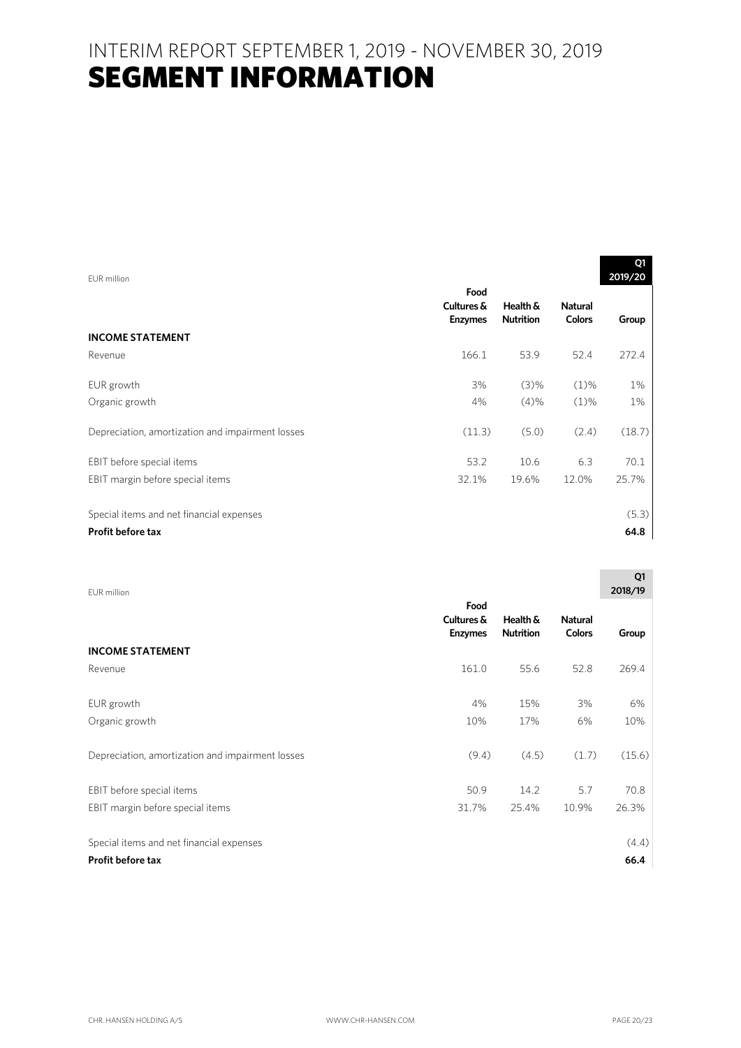# INTERIM REPORT SEPTEMBER 1, 2019 - NOVEMBER 30, 2019
# SEGMENT INFORMATION

| EUR million | | | | Q1 2019/20 |
|---|---|---|---|---|
| | Food Cultures & Enzymes | Health & Nutrition | Natural Colors | Group |
| **INCOME STATEMENT** | | | | |
| Revenue | 166.1 | 53.9 | 52.4 | 272.4 |
| EUR growth | 3% | (3)% | (1)% | 1% |
| Organic growth | 4% | (4)% | (1)% | 1% |
| Depreciation, amortization and impairment losses | (11.3) | (5.0) | (2.4) | (18.7) |
| EBIT before special items | 53.2 | 10.6 | 6.3 | 70.1 |
| EBIT margin before special items | 32.1% | 19.6% | 12.0% | 25.7% |
| Special items and net financial expenses | | | | (5.3) |
| **Profit before tax** | | | | **64.8** |

| EUR million | | | | Q1 2018/19 |
|---|---|---|---|---|
| | Food Cultures & Enzymes | Health & Nutrition | Natural Colors | Group |
| **INCOME STATEMENT** | | | | |
| Revenue | 161.0 | 55.6 | 52.8 | 269.4 |
| EUR growth | 4% | 15% | 3% | 6% |
| Organic growth | 10% | 17% | 6% | 10% |
| Depreciation, amortization and impairment losses | (9.4) | (4.5) | (1.7) | (15.6) |
| EBIT before special items | 50.9 | 14.2 | 5.7 | 70.8 |
| EBIT margin before special items | 31.7% | 25.4% | 10.9% | 26.3% |
| Special items and net financial expenses | | | | (4.4) |
| **Profit before tax** | | | | **66.4** |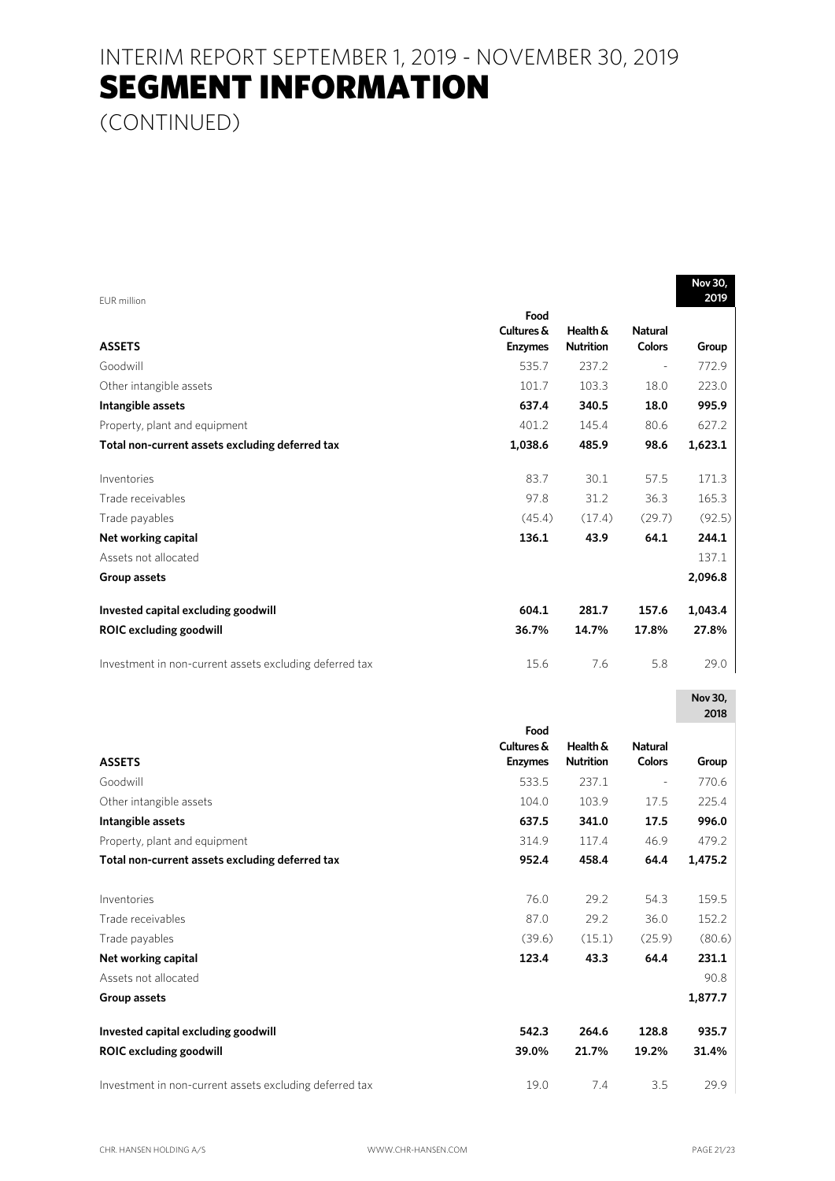# INTERIM REPORT SEPTEMBER 1, 2019 - NOVEMBER 30, 2019
# SEGMENT INFORMATION
(CONTINUED)

EUR million

| ASSETS | Food Cultures & Enzymes | Health & Nutrition | Natural Colors | Nov 30, 2019 Group |
|---|---|---|---|---|
| Goodwill | 535.7 | 237.2 | - | 772.9 |
| Other intangible assets | 101.7 | 103.3 | 18.0 | 223.0 |
| **Intangible assets** | **637.4** | **340.5** | **18.0** | **995.9** |
| Property, plant and equipment | 401.2 | 145.4 | 80.6 | 627.2 |
| **Total non-current assets excluding deferred tax** | **1,038.6** | **485.9** | **98.6** | **1,623.1** |
| Inventories | 83.7 | 30.1 | 57.5 | 171.3 |
| Trade receivables | 97.8 | 31.2 | 36.3 | 165.3 |
| Trade payables | (45.4) | (17.4) | (29.7) | (92.5) |
| **Net working capital** | **136.1** | **43.9** | **64.1** | **244.1** |
| Assets not allocated | | | | 137.1 |
| **Group assets** | | | | **2,096.8** |
| **Invested capital excluding goodwill** | **604.1** | **281.7** | **157.6** | **1,043.4** |
| **ROIC excluding goodwill** | **36.7%** | **14.7%** | **17.8%** | **27.8%** |
| Investment in non-current assets excluding deferred tax | 15.6 | 7.6 | 5.8 | 29.0 |

| ASSETS | Food Cultures & Enzymes | Health & Nutrition | Natural Colors | Nov 30, 2018 Group |
|---|---|---|---|---|
| Goodwill | 533.5 | 237.1 | - | 770.6 |
| Other intangible assets | 104.0 | 103.9 | 17.5 | 225.4 |
| **Intangible assets** | **637.5** | **341.0** | **17.5** | **996.0** |
| Property, plant and equipment | 314.9 | 117.4 | 46.9 | 479.2 |
| **Total non-current assets excluding deferred tax** | **952.4** | **458.4** | **64.4** | **1,475.2** |
| Inventories | 76.0 | 29.2 | 54.3 | 159.5 |
| Trade receivables | 87.0 | 29.2 | 36.0 | 152.2 |
| Trade payables | (39.6) | (15.1) | (25.9) | (80.6) |
| **Net working capital** | **123.4** | **43.3** | **64.4** | **231.1** |
| Assets not allocated | | | | 90.8 |
| **Group assets** | | | | **1,877.7** |
| **Invested capital excluding goodwill** | **542.3** | **264.6** | **128.8** | **935.7** |
| **ROIC excluding goodwill** | **39.0%** | **21.7%** | **19.2%** | **31.4%** |
| Investment in non-current assets excluding deferred tax | 19.0 | 7.4 | 3.5 | 29.9 |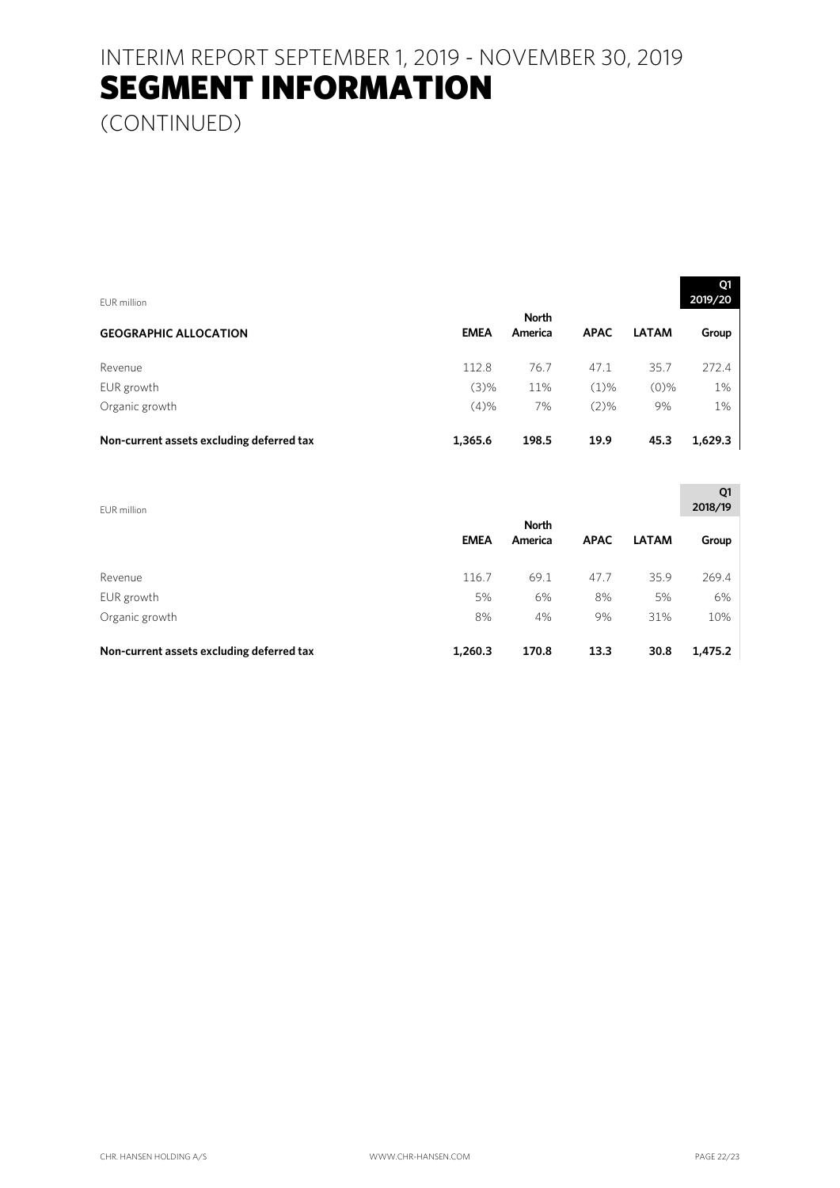# INTERIM REPORT SEPTEMBER 1, 2019 - NOVEMBER 30, 2019
# SEGMENT INFORMATION
(CONTINUED)

EUR million

| GEOGRAPHIC ALLOCATION | EMEA | North America | APAC | LATAM | Q1 2019/20 Group |
|---|---|---|---|---|---|
| Revenue | 112.8 | 76.7 | 47.1 | 35.7 | 272.4 |
| EUR growth | (3)% | 11% | (1)% | (0)% | 1% |
| Organic growth | (4)% | 7% | (2)% | 9% | 1% |
| **Non-current assets excluding deferred tax** | **1,365.6** | **198.5** | **19.9** | **45.3** | **1,629.3** |

EUR million

| | EMEA | North America | APAC | LATAM | Q1 2018/19 Group |
|---|---|---|---|---|---|
| Revenue | 116.7 | 69.1 | 47.7 | 35.9 | 269.4 |
| EUR growth | 5% | 6% | 8% | 5% | 6% |
| Organic growth | 8% | 4% | 9% | 31% | 10% |
| **Non-current assets excluding deferred tax** | **1,260.3** | **170.8** | **13.3** | **30.8** | **1,475.2** |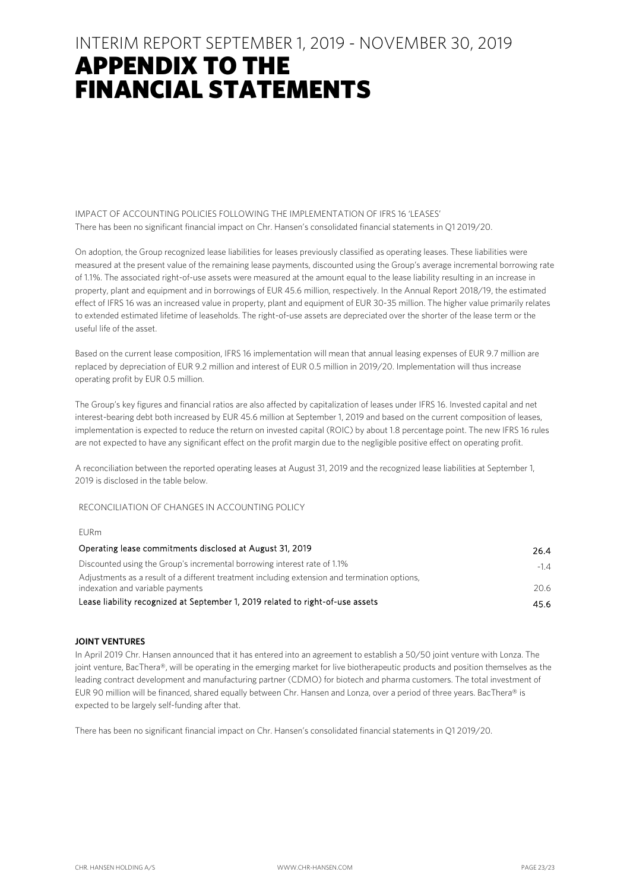# INTERIM REPORT SEPTEMBER 1, 2019 - NOVEMBER 30, 2019
# APPENDIX TO THE FINANCIAL STATEMENTS

IMPACT OF ACCOUNTING POLICIES FOLLOWING THE IMPLEMENTATION OF IFRS 16 'LEASES'
There has been no significant financial impact on Chr. Hansen's consolidated financial statements in Q1 2019/20.

On adoption, the Group recognized lease liabilities for leases previously classified as operating leases. These liabilities were measured at the present value of the remaining lease payments, discounted using the Group's average incremental borrowing rate of 1.1%. The associated right-of-use assets were measured at the amount equal to the lease liability resulting in an increase in property, plant and equipment and in borrowings of EUR 45.6 million, respectively. In the Annual Report 2018/19, the estimated effect of IFRS 16 was an increased value in property, plant and equipment of EUR 30-35 million. The higher value primarily relates to extended estimated lifetime of leaseholds. The right-of-use assets are depreciated over the shorter of the lease term or the useful life of the asset.

Based on the current lease composition, IFRS 16 implementation will mean that annual leasing expenses of EUR 9.7 million are replaced by depreciation of EUR 9.2 million and interest of EUR 0.5 million in 2019/20. Implementation will thus increase operating profit by EUR 0.5 million.

The Group's key figures and financial ratios are also affected by capitalization of leases under IFRS 16. Invested capital and net interest-bearing debt both increased by EUR 45.6 million at September 1, 2019 and based on the current composition of leases, implementation is expected to reduce the return on invested capital (ROIC) by about 1.8 percentage point. The new IFRS 16 rules are not expected to have any significant effect on the profit margin due to the negligible positive effect on operating profit.

A reconciliation between the reported operating leases at August 31, 2019 and the recognized lease liabilities at September 1, 2019 is disclosed in the table below.

RECONCILIATION OF CHANGES IN ACCOUNTING POLICY

| EURm | |
|---|---|
| Operating lease commitments disclosed at August 31, 2019 | 26.4 |
| Discounted using the Group's incremental borrowing interest rate of 1.1% | -1.4 |
| Adjustments as a result of a different treatment including extension and termination options, indexation and variable payments | 20.6 |
| Lease liability recognized at September 1, 2019 related to right-of-use assets | 45.6 |

**JOINT VENTURES**

In April 2019 Chr. Hansen announced that it has entered into an agreement to establish a 50/50 joint venture with Lonza. The joint venture, BacThera®, will be operating in the emerging market for live biotherapeutic products and position themselves as the leading contract development and manufacturing partner (CDMO) for biotech and pharma customers. The total investment of EUR 90 million will be financed, shared equally between Chr. Hansen and Lonza, over a period of three years. BacThera® is expected to be largely self-funding after that.

There has been no significant financial impact on Chr. Hansen's consolidated financial statements in Q1 2019/20.